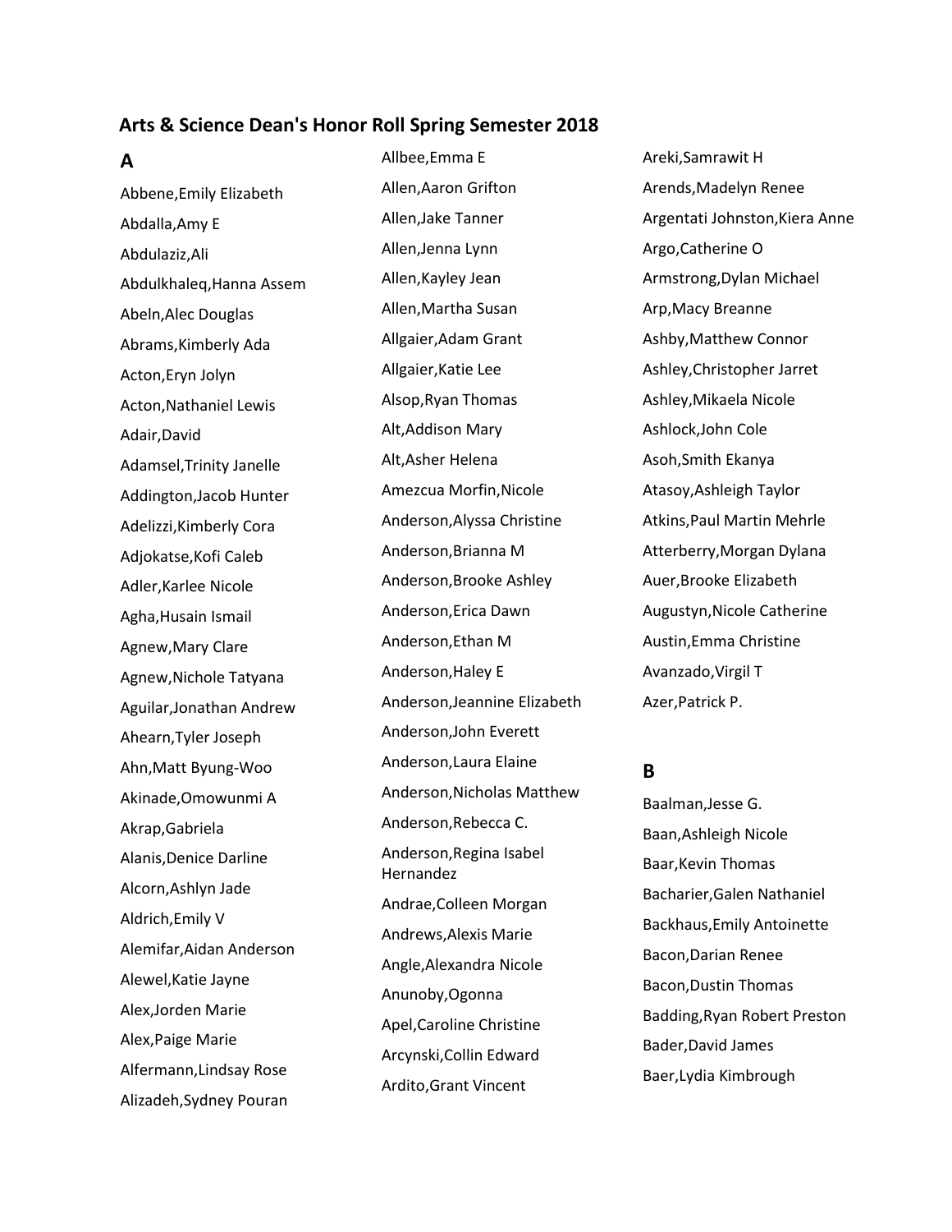# Arts & Science Dean's Honor Roll Spring Semester 2018

## A

Abbene,Emily Elizabeth
Abdalla,Amy E
Abdulaziz,Ali
Abdulkhaleq,Hanna Assem
Abeln,Alec Douglas
Abrams,Kimberly Ada
Acton,Eryn Jolyn
Acton,Nathaniel Lewis
Adair,David
Adamsel,Trinity Janelle
Addington,Jacob Hunter
Adelizzi,Kimberly Cora
Adjokatse,Kofi Caleb
Adler,Karlee Nicole
Agha,Husain Ismail
Agnew,Mary Clare
Agnew,Nichole Tatyana
Aguilar,Jonathan Andrew
Ahearn,Tyler Joseph
Ahn,Matt Byung-Woo
Akinade,Omowunmi A
Akrap,Gabriela
Alanis,Denice Darline
Alcorn,Ashlyn Jade
Aldrich,Emily V
Alemifar,Aidan Anderson
Alewel,Katie Jayne
Alex,Jorden Marie
Alex,Paige Marie
Alfermann,Lindsay Rose
Alizadeh,Sydney Pouran
Allbee,Emma E
Allen,Aaron Grifton
Allen,Jake Tanner
Allen,Jenna Lynn
Allen,Kayley Jean
Allen,Martha Susan
Allgaier,Adam Grant
Allgaier,Katie Lee
Alsop,Ryan Thomas
Alt,Addison Mary
Alt,Asher Helena
Amezcua Morfin,Nicole
Anderson,Alyssa Christine
Anderson,Brianna M
Anderson,Brooke Ashley
Anderson,Erica Dawn
Anderson,Ethan M
Anderson,Haley E
Anderson,Jeannine Elizabeth
Anderson,John Everett
Anderson,Laura Elaine
Anderson,Nicholas Matthew
Anderson,Rebecca C.
Anderson,Regina Isabel Hernandez
Andrae,Colleen Morgan
Andrews,Alexis Marie
Angle,Alexandra Nicole
Anunoby,Ogonna
Apel,Caroline Christine
Arcynski,Collin Edward
Ardito,Grant Vincent
Areki,Samrawit H
Arends,Madelyn Renee
Argentati Johnston,Kiera Anne
Argo,Catherine O
Armstrong,Dylan Michael
Arp,Macy Breanne
Ashby,Matthew Connor
Ashley,Christopher Jarret
Ashley,Mikaela Nicole
Ashlock,John Cole
Asoh,Smith Ekanya
Atasoy,Ashleigh Taylor
Atkins,Paul Martin Mehrle
Atterberry,Morgan Dylana
Auer,Brooke Elizabeth
Augustyn,Nicole Catherine
Austin,Emma Christine
Avanzado,Virgil T
Azer,Patrick P.

## B

Baalman,Jesse G.
Baan,Ashleigh Nicole
Baar,Kevin Thomas
Bacharier,Galen Nathaniel
Backhaus,Emily Antoinette
Bacon,Darian Renee
Bacon,Dustin Thomas
Badding,Ryan Robert Preston
Bader,David James
Baer,Lydia Kimbrough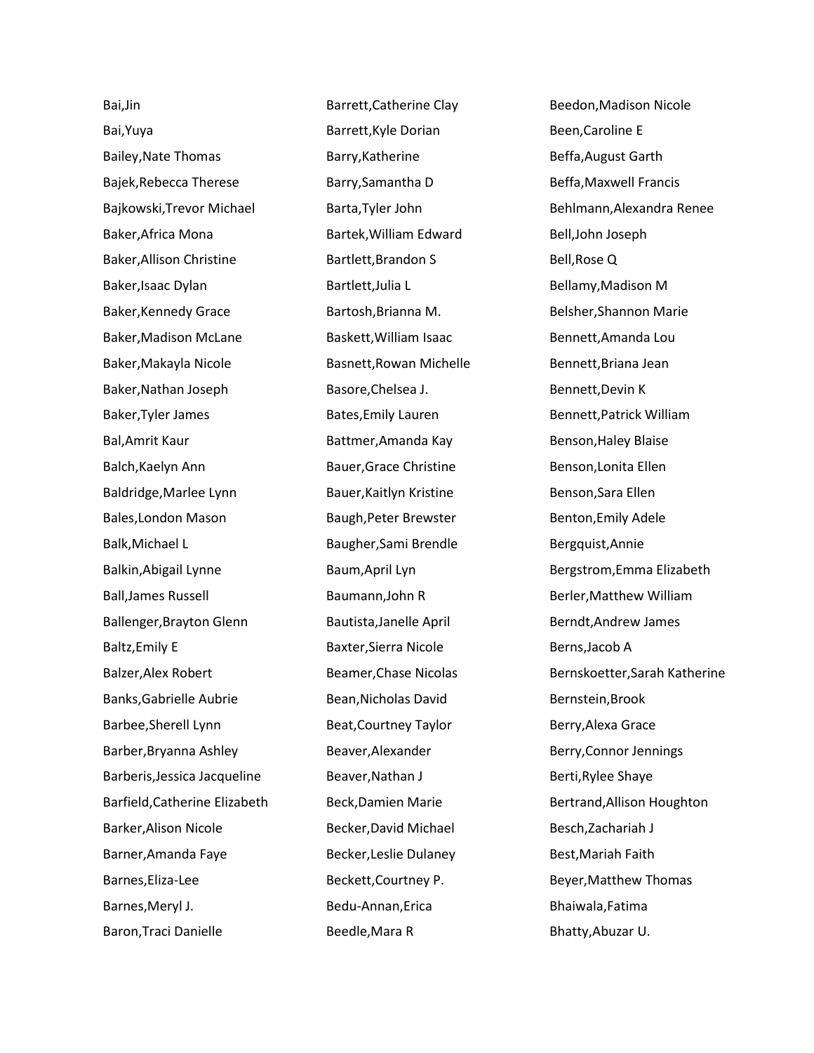Bai,Jin
Bai,Yuya
Bailey,Nate Thomas
Bajek,Rebecca Therese
Bajkowski,Trevor Michael
Baker,Africa Mona
Baker,Allison Christine
Baker,Isaac Dylan
Baker,Kennedy Grace
Baker,Madison McLane
Baker,Makayla Nicole
Baker,Nathan Joseph
Baker,Tyler James
Bal,Amrit Kaur
Balch,Kaelyn Ann
Baldridge,Marlee Lynn
Bales,London Mason
Balk,Michael L
Balkin,Abigail Lynne
Ball,James Russell
Ballenger,Brayton Glenn
Baltz,Emily E
Balzer,Alex Robert
Banks,Gabrielle Aubrie
Barbee,Sherell Lynn
Barber,Bryanna Ashley
Barberis,Jessica Jacqueline
Barfield,Catherine Elizabeth
Barker,Alison Nicole
Barner,Amanda Faye
Barnes,Eliza-Lee
Barnes,Meryl J.
Baron,Traci Danielle
Barrett,Catherine Clay
Barrett,Kyle Dorian
Barry,Katherine
Barry,Samantha D
Barta,Tyler John
Bartek,William Edward
Bartlett,Brandon S
Bartlett,Julia L
Bartosh,Brianna M.
Baskett,William Isaac
Basnett,Rowan Michelle
Basore,Chelsea J.
Bates,Emily Lauren
Battmer,Amanda Kay
Bauer,Grace Christine
Bauer,Kaitlyn Kristine
Baugh,Peter Brewster
Baugher,Sami Brendle
Baum,April Lyn
Baumann,John R
Bautista,Janelle April
Baxter,Sierra Nicole
Beamer,Chase Nicolas
Bean,Nicholas David
Beat,Courtney Taylor
Beaver,Alexander
Beaver,Nathan J
Beck,Damien Marie
Becker,David Michael
Becker,Leslie Dulaney
Beckett,Courtney P.
Bedu-Annan,Erica
Beedle,Mara R
Beedon,Madison Nicole
Been,Caroline E
Beffa,August Garth
Beffa,Maxwell Francis
Behlmann,Alexandra Renee
Bell,John Joseph
Bell,Rose Q
Bellamy,Madison M
Belsher,Shannon Marie
Bennett,Amanda Lou
Bennett,Briana Jean
Bennett,Devin K
Bennett,Patrick William
Benson,Haley Blaise
Benson,Lonita Ellen
Benson,Sara Ellen
Benton,Emily Adele
Bergquist,Annie
Bergstrom,Emma Elizabeth
Berler,Matthew William
Berndt,Andrew James
Berns,Jacob A
Bernskoetter,Sarah Katherine
Bernstein,Brook
Berry,Alexa Grace
Berry,Connor Jennings
Berti,Rylee Shaye
Bertrand,Allison Houghton
Besch,Zachariah J
Best,Mariah Faith
Beyer,Matthew Thomas
Bhaiwala,Fatima
Bhatty,Abuzar U.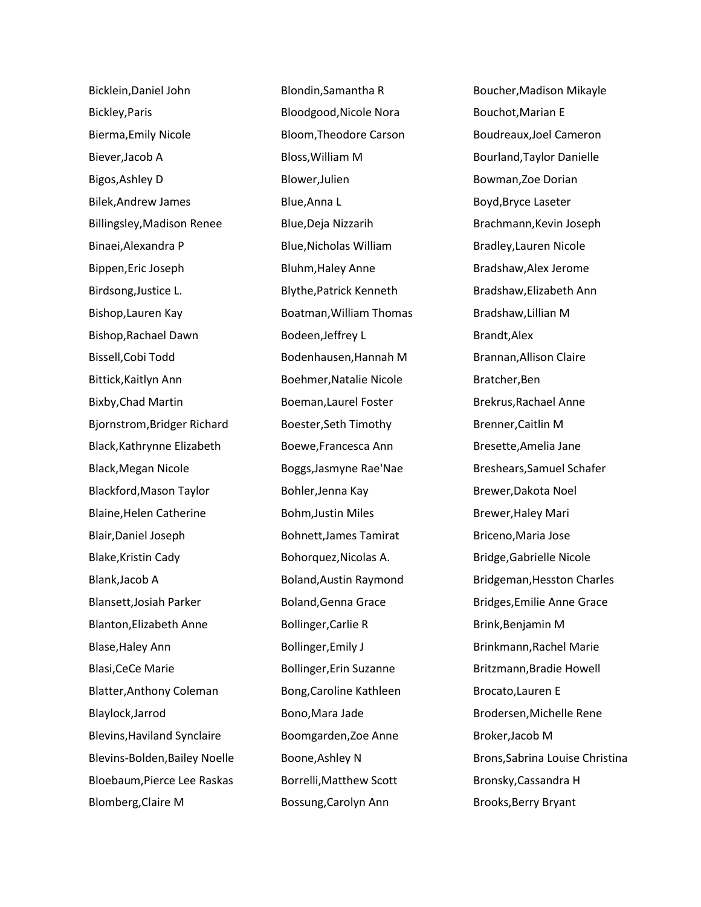Bicklein,Daniel John
Bickley,Paris
Bierma,Emily Nicole
Biever,Jacob A
Bigos,Ashley D
Bilek,Andrew James
Billingsley,Madison Renee
Binaei,Alexandra P
Bippen,Eric Joseph
Birdsong,Justice L.
Bishop,Lauren Kay
Bishop,Rachael Dawn
Bissell,Cobi Todd
Bittick,Kaitlyn Ann
Bixby,Chad Martin
Bjornstrom,Bridger Richard
Black,Kathrynne Elizabeth
Black,Megan Nicole
Blackford,Mason Taylor
Blaine,Helen Catherine
Blair,Daniel Joseph
Blake,Kristin Cady
Blank,Jacob A
Blansett,Josiah Parker
Blanton,Elizabeth Anne
Blase,Haley Ann
Blasi,CeCe Marie
Blatter,Anthony Coleman
Blaylock,Jarrod
Blevins,Haviland Synclaire
Blevins-Bolden,Bailey Noelle
Bloebaum,Pierce Lee Raskas
Blomberg,Claire M
Blondin,Samantha R
Bloodgood,Nicole Nora
Bloom,Theodore Carson
Bloss,William M
Blower,Julien
Blue,Anna L
Blue,Deja Nizzarih
Blue,Nicholas William
Bluhm,Haley Anne
Blythe,Patrick Kenneth
Boatman,William Thomas
Bodeen,Jeffrey L
Bodenhausen,Hannah M
Boehmer,Natalie Nicole
Boeman,Laurel Foster
Boester,Seth Timothy
Boewe,Francesca Ann
Boggs,Jasmyne Rae'Nae
Bohler,Jenna Kay
Bohm,Justin Miles
Bohnett,James Tamirat
Bohorquez,Nicolas A.
Boland,Austin Raymond
Boland,Genna Grace
Bollinger,Carlie R
Bollinger,Emily J
Bollinger,Erin Suzanne
Bong,Caroline Kathleen
Bono,Mara Jade
Boomgarden,Zoe Anne
Boone,Ashley N
Borrelli,Matthew Scott
Bossung,Carolyn Ann
Boucher,Madison Mikayle
Bouchot,Marian E
Boudreaux,Joel Cameron
Bourland,Taylor Danielle
Bowman,Zoe Dorian
Boyd,Bryce Laseter
Brachmann,Kevin Joseph
Bradley,Lauren Nicole
Bradshaw,Alex Jerome
Bradshaw,Elizabeth Ann
Bradshaw,Lillian M
Brandt,Alex
Brannan,Allison Claire
Bratcher,Ben
Brekrus,Rachael Anne
Brenner,Caitlin M
Bresette,Amelia Jane
Breshears,Samuel Schafer
Brewer,Dakota Noel
Brewer,Haley Mari
Briceno,Maria Jose
Bridge,Gabrielle Nicole
Bridgeman,Hesston Charles
Bridges,Emilie Anne Grace
Brink,Benjamin M
Brinkmann,Rachel Marie
Britzmann,Bradie Howell
Brocato,Lauren E
Brodersen,Michelle Rene
Broker,Jacob M
Brons,Sabrina Louise Christina
Bronsky,Cassandra H
Brooks,Berry Bryant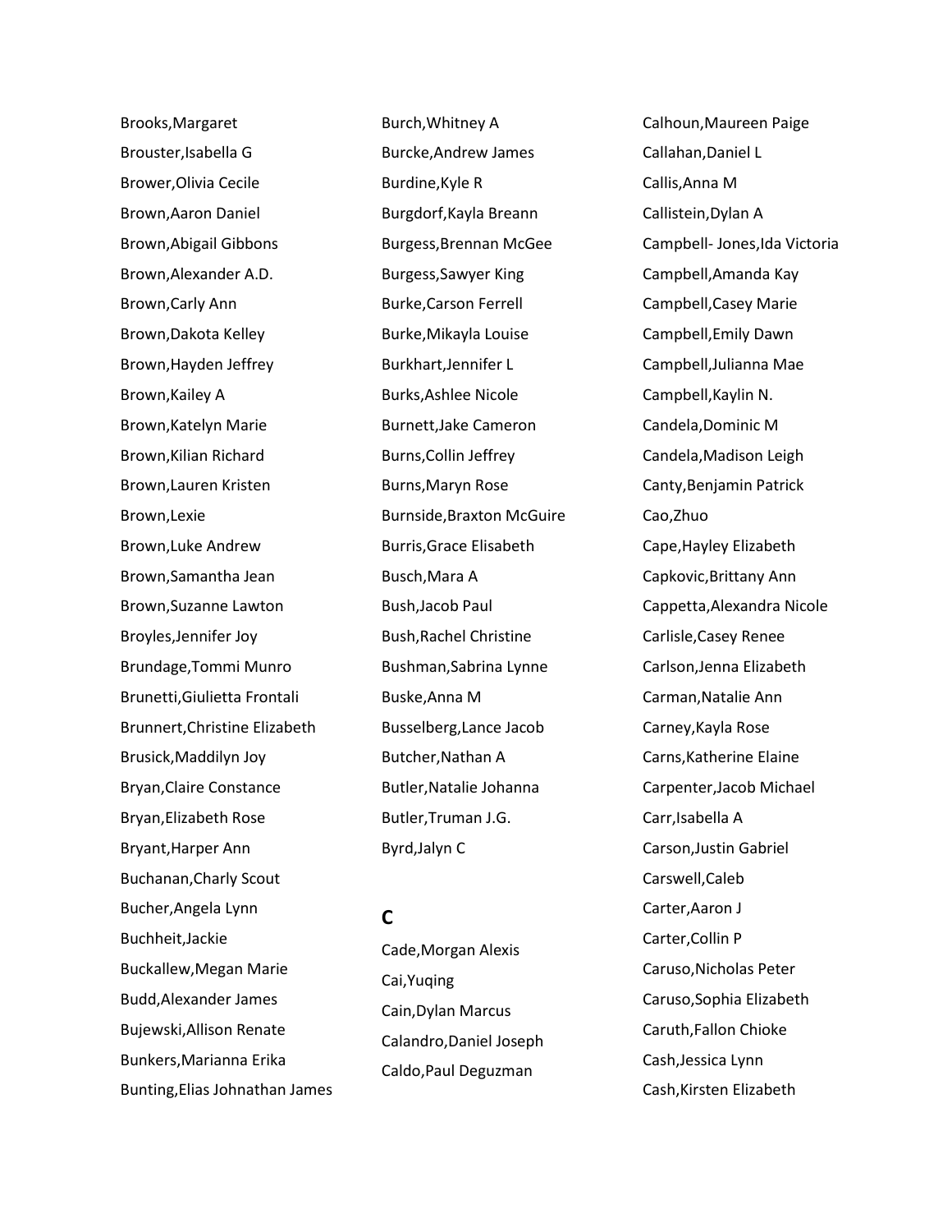Brooks,Margaret
Brouster,Isabella G
Brower,Olivia Cecile
Brown,Aaron Daniel
Brown,Abigail Gibbons
Brown,Alexander A.D.
Brown,Carly Ann
Brown,Dakota Kelley
Brown,Hayden Jeffrey
Brown,Kailey A
Brown,Katelyn Marie
Brown,Kilian Richard
Brown,Lauren Kristen
Brown,Lexie
Brown,Luke Andrew
Brown,Samantha Jean
Brown,Suzanne Lawton
Broyles,Jennifer Joy
Brundage,Tommi Munro
Brunetti,Giulietta Frontali
Brunnert,Christine Elizabeth
Brusick,Maddilyn Joy
Bryan,Claire Constance
Bryan,Elizabeth Rose
Bryant,Harper Ann
Buchanan,Charly Scout
Bucher,Angela Lynn
Buchheit,Jackie
Buckallew,Megan Marie
Budd,Alexander James
Bujewski,Allison Renate
Bunkers,Marianna Erika
Bunting,Elias Johnathan James
Burch,Whitney A
Burcke,Andrew James
Burdine,Kyle R
Burgdorf,Kayla Breann
Burgess,Brennan McGee
Burgess,Sawyer King
Burke,Carson Ferrell
Burke,Mikayla Louise
Burkhart,Jennifer L
Burks,Ashlee Nicole
Burnett,Jake Cameron
Burns,Collin Jeffrey
Burns,Maryn Rose
Burnside,Braxton McGuire
Burris,Grace Elisabeth
Busch,Mara A
Bush,Jacob Paul
Bush,Rachel Christine
Bushman,Sabrina Lynne
Buske,Anna M
Busselberg,Lance Jacob
Butcher,Nathan A
Butler,Natalie Johanna
Butler,Truman J.G.
Byrd,Jalyn C

## C

Cade,Morgan Alexis
Cai,Yuqing
Cain,Dylan Marcus
Calandro,Daniel Joseph
Caldo,Paul Deguzman
Calhoun,Maureen Paige
Callahan,Daniel L
Callis,Anna M
Callistein,Dylan A
Campbell- Jones,Ida Victoria
Campbell,Amanda Kay
Campbell,Casey Marie
Campbell,Emily Dawn
Campbell,Julianna Mae
Campbell,Kaylin N.
Candela,Dominic M
Candela,Madison Leigh
Canty,Benjamin Patrick
Cao,Zhuo
Cape,Hayley Elizabeth
Capkovic,Brittany Ann
Cappetta,Alexandra Nicole
Carlisle,Casey Renee
Carlson,Jenna Elizabeth
Carman,Natalie Ann
Carney,Kayla Rose
Carns,Katherine Elaine
Carpenter,Jacob Michael
Carr,Isabella A
Carson,Justin Gabriel
Carswell,Caleb
Carter,Aaron J
Carter,Collin P
Caruso,Nicholas Peter
Caruso,Sophia Elizabeth
Caruth,Fallon Chioke
Cash,Jessica Lynn
Cash,Kirsten Elizabeth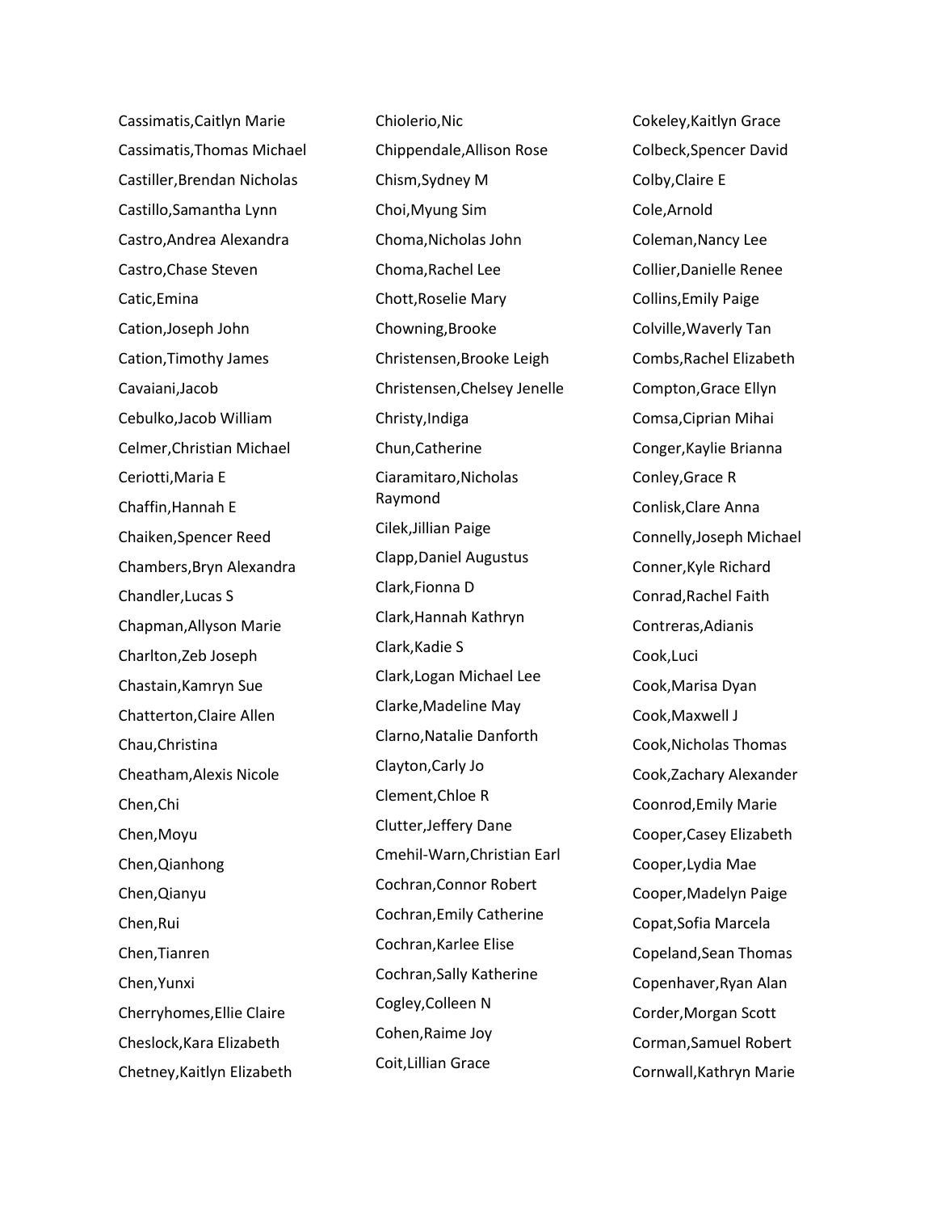Cassimatis,Caitlyn Marie
Cassimatis,Thomas Michael
Castiller,Brendan Nicholas
Castillo,Samantha Lynn
Castro,Andrea Alexandra
Castro,Chase Steven
Catic,Emina
Cation,Joseph John
Cation,Timothy James
Cavaiani,Jacob
Cebulko,Jacob William
Celmer,Christian Michael
Ceriotti,Maria E
Chaffin,Hannah E
Chaiken,Spencer Reed
Chambers,Bryn Alexandra
Chandler,Lucas S
Chapman,Allyson Marie
Charlton,Zeb Joseph
Chastain,Kamryn Sue
Chatterton,Claire Allen
Chau,Christina
Cheatham,Alexis Nicole
Chen,Chi
Chen,Moyu
Chen,Qianhong
Chen,Qianyu
Chen,Rui
Chen,Tianren
Chen,Yunxi
Cherryhomes,Ellie Claire
Cheslock,Kara Elizabeth
Chetney,Kaitlyn Elizabeth
Chiolerio,Nic
Chippendale,Allison Rose
Chism,Sydney M
Choi,Myung Sim
Choma,Nicholas John
Choma,Rachel Lee
Chott,Roselie Mary
Chowning,Brooke
Christensen,Brooke Leigh
Christensen,Chelsey Jenelle
Christy,Indiga
Chun,Catherine
Ciaramitaro,Nicholas Raymond
Cilek,Jillian Paige
Clapp,Daniel Augustus
Clark,Fionna D
Clark,Hannah Kathryn
Clark,Kadie S
Clark,Logan Michael Lee
Clarke,Madeline May
Clarno,Natalie Danforth
Clayton,Carly Jo
Clement,Chloe R
Clutter,Jeffery Dane
Cmehil-Warn,Christian Earl
Cochran,Connor Robert
Cochran,Emily Catherine
Cochran,Karlee Elise
Cochran,Sally Katherine
Cogley,Colleen N
Cohen,Raime Joy
Coit,Lillian Grace
Cokeley,Kaitlyn Grace
Colbeck,Spencer David
Colby,Claire E
Cole,Arnold
Coleman,Nancy Lee
Collier,Danielle Renee
Collins,Emily Paige
Colville,Waverly Tan
Combs,Rachel Elizabeth
Compton,Grace Ellyn
Comsa,Ciprian Mihai
Conger,Kaylie Brianna
Conley,Grace R
Conlisk,Clare Anna
Connelly,Joseph Michael
Conner,Kyle Richard
Conrad,Rachel Faith
Contreras,Adianis
Cook,Luci
Cook,Marisa Dyan
Cook,Maxwell J
Cook,Nicholas Thomas
Cook,Zachary Alexander
Coonrod,Emily Marie
Cooper,Casey Elizabeth
Cooper,Lydia Mae
Cooper,Madelyn Paige
Copat,Sofia Marcela
Copeland,Sean Thomas
Copenhaver,Ryan Alan
Corder,Morgan Scott
Corman,Samuel Robert
Cornwall,Kathryn Marie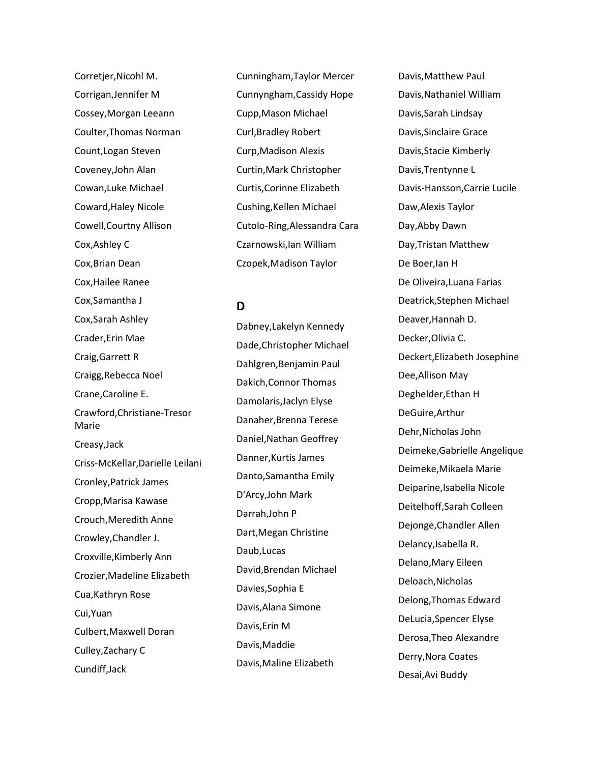Corretjer,Nicohl M.

Corrigan,Jennifer M

Cossey,Morgan Leeann

Coulter,Thomas Norman

Count,Logan Steven

Coveney,John Alan

Cowan,Luke Michael

Coward,Haley Nicole

Cowell,Courtny Allison

Cox,Ashley C

Cox,Brian Dean

Cox,Hailee Ranee

Cox,Samantha J

Cox,Sarah Ashley

Crader,Erin Mae

Craig,Garrett R

Craigg,Rebecca Noel

Crane,Caroline E.

Crawford,Christiane-Tresor Marie

Creasy,Jack

Criss-McKellar,Darielle Leilani

Cronley,Patrick James

Cropp,Marisa Kawase

Crouch,Meredith Anne

Crowley,Chandler J.

Croxville,Kimberly Ann

Crozier,Madeline Elizabeth

Cua,Kathryn Rose

Cui,Yuan

Culbert,Maxwell Doran

Culley,Zachary C

Cundiff,Jack

Cunningham,Taylor Mercer

Cunnyngham,Cassidy Hope

Cupp,Mason Michael

Curl,Bradley Robert

Curp,Madison Alexis

Curtin,Mark Christopher

Curtis,Corinne Elizabeth

Cushing,Kellen Michael

Cutolo-Ring,Alessandra Cara

Czarnowski,Ian William

Czopek,Madison Taylor

## D

Dabney,Lakelyn Kennedy

Dade,Christopher Michael

Dahlgren,Benjamin Paul

Dakich,Connor Thomas

Damolaris,Jaclyn Elyse

Danaher,Brenna Terese

Daniel,Nathan Geoffrey

Danner,Kurtis James

Danto,Samantha Emily

D'Arcy,John Mark

Darrah,John P

Dart,Megan Christine

Daub,Lucas

David,Brendan Michael

Davies,Sophia E

Davis,Alana Simone

Davis,Erin M

Davis,Maddie

Davis,Maline Elizabeth

Davis,Matthew Paul

Davis,Nathaniel William

Davis,Sarah Lindsay

Davis,Sinclaire Grace

Davis,Stacie Kimberly

Davis,Trentynne L

Davis-Hansson,Carrie Lucile

Daw,Alexis Taylor

Day,Abby Dawn

Day,Tristan Matthew

De Boer,Ian H

De Oliveira,Luana Farias

Deatrick,Stephen Michael

Deaver,Hannah D.

Decker,Olivia C.

Deckert,Elizabeth Josephine

Dee,Allison May

Deghelder,Ethan H

DeGuire,Arthur

Dehr,Nicholas John

Deimeke,Gabrielle Angelique

Deimeke,Mikaela Marie

Deiparine,Isabella Nicole

Deitelhoff,Sarah Colleen

Dejonge,Chandler Allen

Delancy,Isabella R.

Delano,Mary Eileen

Deloach,Nicholas

Delong,Thomas Edward

DeLucia,Spencer Elyse

Derosa,Theo Alexandre

Derry,Nora Coates

Desai,Avi Buddy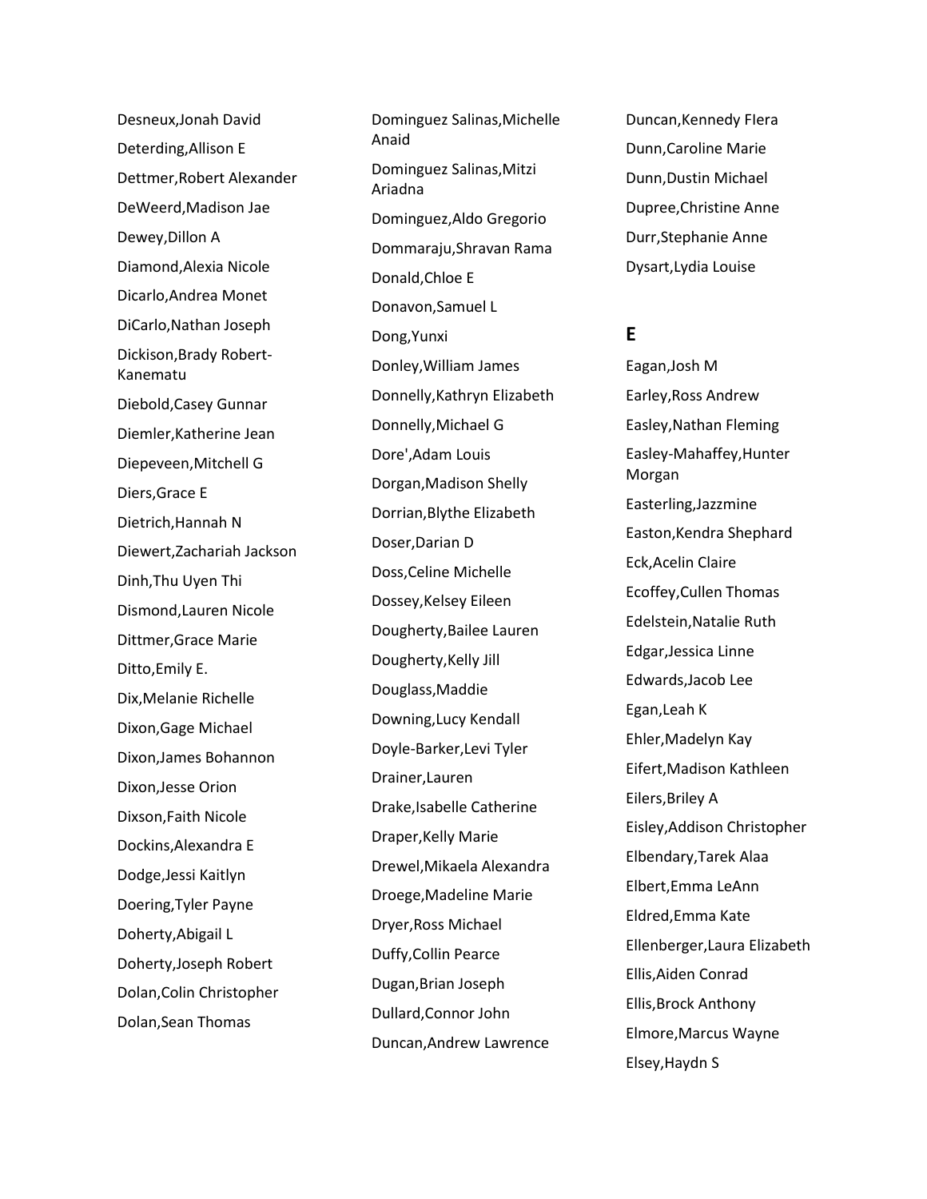Desneux,Jonah David

Deterding,Allison E

Dettmer,Robert Alexander

DeWeerd,Madison Jae

Dewey,Dillon A

Diamond,Alexia Nicole

Dicarlo,Andrea Monet

DiCarlo,Nathan Joseph

Dickison,Brady Robert-Kanematu

Diebold,Casey Gunnar

Diemler,Katherine Jean

Diepeveen,Mitchell G

Diers,Grace E

Dietrich,Hannah N

Diewert,Zachariah Jackson

Dinh,Thu Uyen Thi

Dismond,Lauren Nicole

Dittmer,Grace Marie

Ditto,Emily E.

Dix,Melanie Richelle

Dixon,Gage Michael

Dixon,James Bohannon

Dixon,Jesse Orion

Dixson,Faith Nicole

Dockins,Alexandra E

Dodge,Jessi Kaitlyn

Doering,Tyler Payne

Doherty,Abigail L

Doherty,Joseph Robert

Dolan,Colin Christopher

Dolan,Sean Thomas

Dominguez Salinas,Michelle Anaid

Dominguez Salinas,Mitzi Ariadna

Dominguez,Aldo Gregorio

Dommaraju,Shravan Rama

Donald,Chloe E

Donavon,Samuel L

Dong,Yunxi

Donley,William James

Donnelly,Kathryn Elizabeth

Donnelly,Michael G

Dore',Adam Louis

Dorgan,Madison Shelly

Dorrian,Blythe Elizabeth

Doser,Darian D

Doss,Celine Michelle

Dossey,Kelsey Eileen

Dougherty,Bailee Lauren

Dougherty,Kelly Jill

Douglass,Maddie

Downing,Lucy Kendall

Doyle-Barker,Levi Tyler

Drainer,Lauren

Drake,Isabelle Catherine

Draper,Kelly Marie

Drewel,Mikaela Alexandra

Droege,Madeline Marie

Dryer,Ross Michael

Duffy,Collin Pearce

Dugan,Brian Joseph

Dullard,Connor John

Duncan,Andrew Lawrence

Duncan,Kennedy FIera

Dunn,Caroline Marie

Dunn,Dustin Michael

Dupree,Christine Anne

Durr,Stephanie Anne

Dysart,Lydia Louise

## E

Eagan,Josh M

Earley,Ross Andrew

Easley,Nathan Fleming

Easley-Mahaffey,Hunter Morgan

Easterling,Jazzmine

Easton,Kendra Shephard

Eck,Acelin Claire

Ecoffey,Cullen Thomas

Edelstein,Natalie Ruth

Edgar,Jessica Linne

Edwards,Jacob Lee

Egan,Leah K

Ehler,Madelyn Kay

Eifert,Madison Kathleen

Eilers,Briley A

Eisley,Addison Christopher

Elbendary,Tarek Alaa

Elbert,Emma LeAnn

Eldred,Emma Kate

Ellenberger,Laura Elizabeth

Ellis,Aiden Conrad

Ellis,Brock Anthony

Elmore,Marcus Wayne

Elsey,Haydn S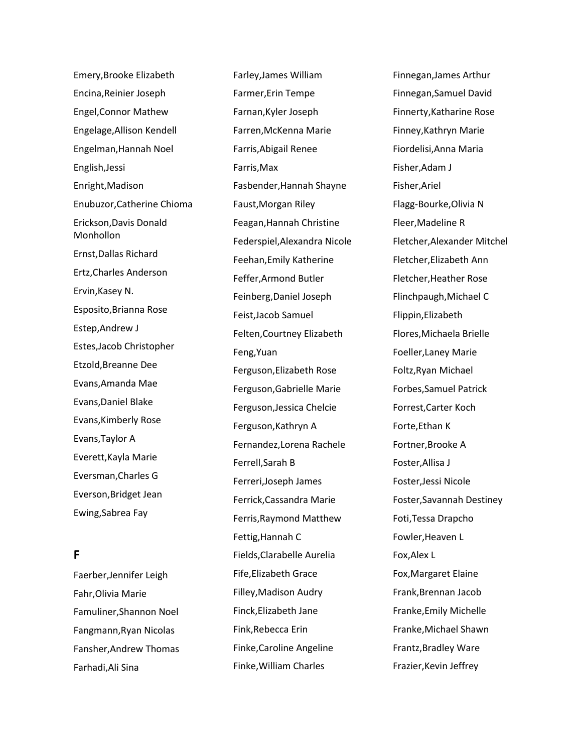Emery,Brooke Elizabeth

Encina,Reinier Joseph

Engel,Connor Mathew

Engelage,Allison Kendell

Engelman,Hannah Noel

English,Jessi

Enright,Madison

Enubuzor,Catherine Chioma

Erickson,Davis Donald Monhollon

Ernst,Dallas Richard

Ertz,Charles Anderson

Ervin,Kasey N.

Esposito,Brianna Rose

Estep,Andrew J

Estes,Jacob Christopher

Etzold,Breanne Dee

Evans,Amanda Mae

Evans,Daniel Blake

Evans,Kimberly Rose

Evans,Taylor A

Everett,Kayla Marie

Eversman,Charles G

Everson,Bridget Jean

Ewing,Sabrea Fay

## F

Faerber,Jennifer Leigh

Fahr,Olivia Marie

Famuliner,Shannon Noel

Fangmann,Ryan Nicolas

Fansher,Andrew Thomas

Farhadi,Ali Sina

Farley,James William

Farmer,Erin Tempe

Farnan,Kyler Joseph

Farren,McKenna Marie

Farris,Abigail Renee

Farris,Max

Fasbender,Hannah Shayne

Faust,Morgan Riley

Feagan,Hannah Christine

Federspiel,Alexandra Nicole

Feehan,Emily Katherine

Feffer,Armond Butler

Feinberg,Daniel Joseph

Feist,Jacob Samuel

Felten,Courtney Elizabeth

Feng,Yuan

Ferguson,Elizabeth Rose

Ferguson,Gabrielle Marie

Ferguson,Jessica Chelcie

Ferguson,Kathryn A

Fernandez,Lorena Rachele

Ferrell,Sarah B

Ferreri,Joseph James

Ferrick,Cassandra Marie

Ferris,Raymond Matthew

Fettig,Hannah C

Fields,Clarabelle Aurelia

Fife,Elizabeth Grace

Filley,Madison Audry

Finck,Elizabeth Jane

Fink,Rebecca Erin

Finke,Caroline Angeline

Finke,William Charles

Finnegan,James Arthur

Finnegan,Samuel David

Finnerty,Katharine Rose

Finney,Kathryn Marie

Fiordelisi,Anna Maria

Fisher,Adam J

Fisher,Ariel

Flagg-Bourke,Olivia N

Fleer,Madeline R

Fletcher,Alexander Mitchel

Fletcher,Elizabeth Ann

Fletcher,Heather Rose

Flinchpaugh,Michael C

Flippin,Elizabeth

Flores,Michaela Brielle

Foeller,Laney Marie

Foltz,Ryan Michael

Forbes,Samuel Patrick

Forrest,Carter Koch

Forte,Ethan K

Fortner,Brooke A

Foster,Allisa J

Foster,Jessi Nicole

Foster,Savannah Destiney

Foti,Tessa Drapcho

Fowler,Heaven L

Fox,Alex L

Fox,Margaret Elaine

Frank,Brennan Jacob

Franke,Emily Michelle

Franke,Michael Shawn

Frantz,Bradley Ware

Frazier,Kevin Jeffrey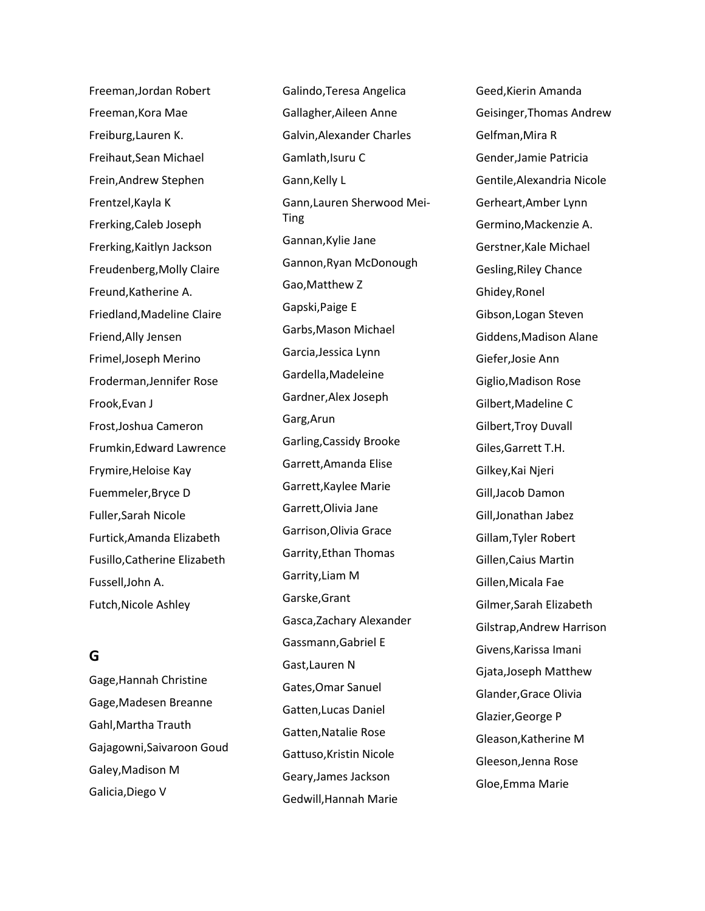Freeman,Jordan Robert
Freeman,Kora Mae
Freiburg,Lauren K.
Freihaut,Sean Michael
Frein,Andrew Stephen
Frentzel,Kayla K
Frerking,Caleb Joseph
Frerking,Kaitlyn Jackson
Freudenberg,Molly Claire
Freund,Katherine A.
Friedland,Madeline Claire
Friend,Ally Jensen
Frimel,Joseph Merino
Froderman,Jennifer Rose
Frook,Evan J
Frost,Joshua Cameron
Frumkin,Edward Lawrence
Frymire,Heloise Kay
Fuemmeler,Bryce D
Fuller,Sarah Nicole
Furtick,Amanda Elizabeth
Fusillo,Catherine Elizabeth
Fussell,John A.
Futch,Nicole Ashley

## G

Gage,Hannah Christine
Gage,Madesen Breanne
Gahl,Martha Trauth
Gajagowni,Saivaroon Goud
Galey,Madison M
Galicia,Diego V
Galindo,Teresa Angelica
Gallagher,Aileen Anne
Galvin,Alexander Charles
Gamlath,Isuru C
Gann,Kelly L
Gann,Lauren Sherwood Mei-Ting
Gannan,Kylie Jane
Gannon,Ryan McDonough
Gao,Matthew Z
Gapski,Paige E
Garbs,Mason Michael
Garcia,Jessica Lynn
Gardella,Madeleine
Gardner,Alex Joseph
Garg,Arun
Garling,Cassidy Brooke
Garrett,Amanda Elise
Garrett,Kaylee Marie
Garrett,Olivia Jane
Garrison,Olivia Grace
Garrity,Ethan Thomas
Garrity,Liam M
Garske,Grant
Gasca,Zachary Alexander
Gassmann,Gabriel E
Gast,Lauren N
Gates,Omar Sanuel
Gatten,Lucas Daniel
Gatten,Natalie Rose
Gattuso,Kristin Nicole
Geary,James Jackson
Gedwill,Hannah Marie
Geed,Kierin Amanda
Geisinger,Thomas Andrew
Gelfman,Mira R
Gender,Jamie Patricia
Gentile,Alexandria Nicole
Gerheart,Amber Lynn
Germino,Mackenzie A.
Gerstner,Kale Michael
Gesling,Riley Chance
Ghidey,Ronel
Gibson,Logan Steven
Giddens,Madison Alane
Giefer,Josie Ann
Giglio,Madison Rose
Gilbert,Madeline C
Gilbert,Troy Duvall
Giles,Garrett T.H.
Gilkey,Kai Njeri
Gill,Jacob Damon
Gill,Jonathan Jabez
Gillam,Tyler Robert
Gillen,Caius Martin
Gillen,Micala Fae
Gilmer,Sarah Elizabeth
Gilstrap,Andrew Harrison
Givens,Karissa Imani
Gjata,Joseph Matthew
Glander,Grace Olivia
Glazier,George P
Gleason,Katherine M
Gleeson,Jenna Rose
Gloe,Emma Marie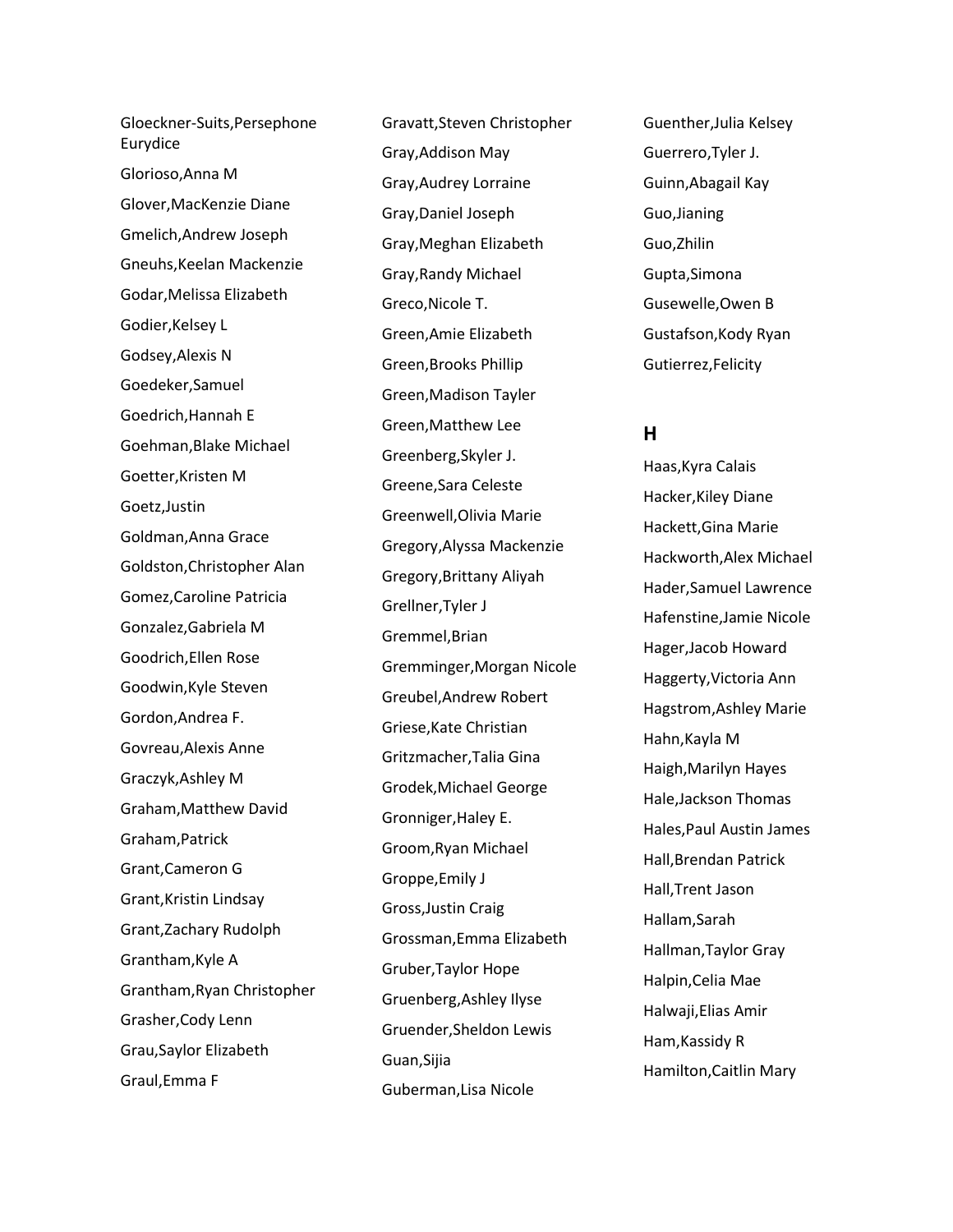Gloeckner-Suits,Persephone Eurydice

Glorioso,Anna M

Glover,MacKenzie Diane

Gmelich,Andrew Joseph

Gneuhs,Keelan Mackenzie

Godar,Melissa Elizabeth

Godier,Kelsey L

Godsey,Alexis N

Goedeker,Samuel

Goedrich,Hannah E

Goehman,Blake Michael

Goetter,Kristen M

Goetz,Justin

Goldman,Anna Grace

Goldston,Christopher Alan

Gomez,Caroline Patricia

Gonzalez,Gabriela M

Goodrich,Ellen Rose

Goodwin,Kyle Steven

Gordon,Andrea F.

Govreau,Alexis Anne

Graczyk,Ashley M

Graham,Matthew David

Graham,Patrick

Grant,Cameron G

Grant,Kristin Lindsay

Grant,Zachary Rudolph

Grantham,Kyle A

Grantham,Ryan Christopher

Grasher,Cody Lenn

Grau,Saylor Elizabeth

Graul,Emma F

Gravatt,Steven Christopher

Gray,Addison May

Gray,Audrey Lorraine

Gray,Daniel Joseph

Gray,Meghan Elizabeth

Gray,Randy Michael

Greco,Nicole T.

Green,Amie Elizabeth

Green,Brooks Phillip

Green,Madison Tayler

Green,Matthew Lee

Greenberg,Skyler J.

Greene,Sara Celeste

Greenwell,Olivia Marie

Gregory,Alyssa Mackenzie

Gregory,Brittany Aliyah

Grellner,Tyler J

Gremmel,Brian

Gremminger,Morgan Nicole

Greubel,Andrew Robert

Griese,Kate Christian

Gritzmacher,Talia Gina

Grodek,Michael George

Gronniger,Haley E.

Groom,Ryan Michael

Groppe,Emily J

Gross,Justin Craig

Grossman,Emma Elizabeth

Gruber,Taylor Hope

Gruenberg,Ashley Ilyse

Gruender,Sheldon Lewis

Guan,Sijia

Guberman,Lisa Nicole

Guenther,Julia Kelsey

Guerrero,Tyler J.

Guinn,Abagail Kay

Guo,Jianing

Guo,Zhilin

Gupta,Simona

Gusewelle,Owen B

Gustafson,Kody Ryan

Gutierrez,Felicity

## H

Haas,Kyra Calais

Hacker,Kiley Diane

Hackett,Gina Marie

Hackworth,Alex Michael

Hader,Samuel Lawrence

Hafenstine,Jamie Nicole

Hager,Jacob Howard

Haggerty,Victoria Ann

Hagstrom,Ashley Marie

Hahn,Kayla M

Haigh,Marilyn Hayes

Hale,Jackson Thomas

Hales,Paul Austin James

Hall,Brendan Patrick

Hall,Trent Jason

Hallam,Sarah

Hallman,Taylor Gray

Halpin,Celia Mae

Halwaji,Elias Amir

Ham,Kassidy R

Hamilton,Caitlin Mary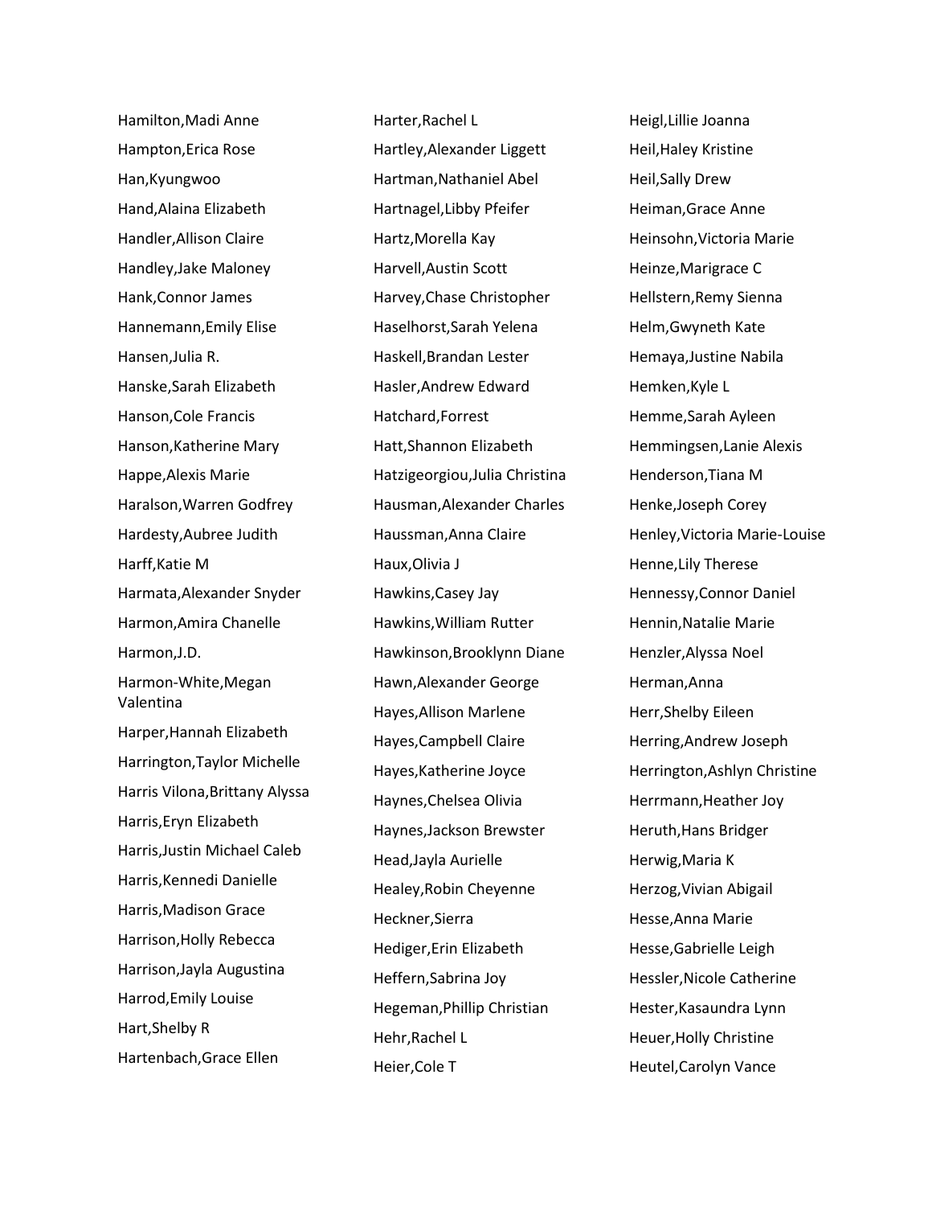Hamilton,Madi Anne
Hampton,Erica Rose
Han,Kyungwoo
Hand,Alaina Elizabeth
Handler,Allison Claire
Handley,Jake Maloney
Hank,Connor James
Hannemann,Emily Elise
Hansen,Julia R.
Hanske,Sarah Elizabeth
Hanson,Cole Francis
Hanson,Katherine Mary
Happe,Alexis Marie
Haralson,Warren Godfrey
Hardesty,Aubree Judith
Harff,Katie M
Harmata,Alexander Snyder
Harmon,Amira Chanelle
Harmon,J.D.
Harmon-White,Megan Valentina
Harper,Hannah Elizabeth
Harrington,Taylor Michelle
Harris Vilona,Brittany Alyssa
Harris,Eryn Elizabeth
Harris,Justin Michael Caleb
Harris,Kennedi Danielle
Harris,Madison Grace
Harrison,Holly Rebecca
Harrison,Jayla Augustina
Harrod,Emily Louise
Hart,Shelby R
Hartenbach,Grace Ellen
Harter,Rachel L
Hartley,Alexander Liggett
Hartman,Nathaniel Abel
Hartnagel,Libby Pfeifer
Hartz,Morella Kay
Harvell,Austin Scott
Harvey,Chase Christopher
Haselhorst,Sarah Yelena
Haskell,Brandan Lester
Hasler,Andrew Edward
Hatchard,Forrest
Hatt,Shannon Elizabeth
Hatzigeorgiou,Julia Christina
Hausman,Alexander Charles
Haussman,Anna Claire
Haux,Olivia J
Hawkins,Casey Jay
Hawkins,William Rutter
Hawkinson,Brooklynn Diane
Hawn,Alexander George
Hayes,Allison Marlene
Hayes,Campbell Claire
Hayes,Katherine Joyce
Haynes,Chelsea Olivia
Haynes,Jackson Brewster
Head,Jayla Aurielle
Healey,Robin Cheyenne
Heckner,Sierra
Hediger,Erin Elizabeth
Heffern,Sabrina Joy
Hegeman,Phillip Christian
Hehr,Rachel L
Heier,Cole T
Heigl,Lillie Joanna
Heil,Haley Kristine
Heil,Sally Drew
Heiman,Grace Anne
Heinsohn,Victoria Marie
Heinze,Marigrace C
Hellstern,Remy Sienna
Helm,Gwyneth Kate
Hemaya,Justine Nabila
Hemken,Kyle L
Hemme,Sarah Ayleen
Hemmingsen,Lanie Alexis
Henderson,Tiana M
Henke,Joseph Corey
Henley,Victoria Marie-Louise
Henne,Lily Therese
Hennessy,Connor Daniel
Hennin,Natalie Marie
Henzler,Alyssa Noel
Herman,Anna
Herr,Shelby Eileen
Herring,Andrew Joseph
Herrington,Ashlyn Christine
Herrmann,Heather Joy
Heruth,Hans Bridger
Herwig,Maria K
Herzog,Vivian Abigail
Hesse,Anna Marie
Hesse,Gabrielle Leigh
Hessler,Nicole Catherine
Hester,Kasaundra Lynn
Heuer,Holly Christine
Heutel,Carolyn Vance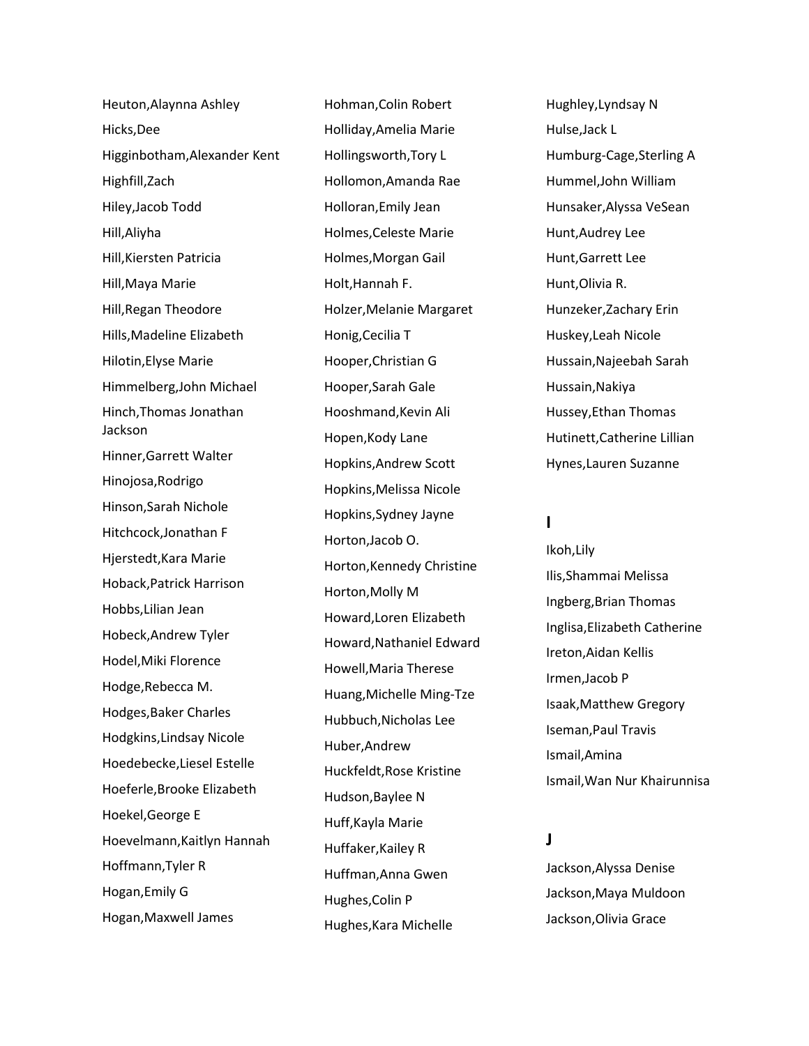Heuton,Alaynna Ashley

Hicks,Dee

Higginbotham,Alexander Kent

Highfill,Zach

Hiley,Jacob Todd

Hill,Aliyha

Hill,Kiersten Patricia

Hill,Maya Marie

Hill,Regan Theodore

Hills,Madeline Elizabeth

Hilotin,Elyse Marie

Himmelberg,John Michael

Hinch,Thomas Jonathan Jackson

Hinner,Garrett Walter

Hinojosa,Rodrigo

Hinson,Sarah Nichole

Hitchcock,Jonathan F

Hjerstedt,Kara Marie

Hoback,Patrick Harrison

Hobbs,Lilian Jean

Hobeck,Andrew Tyler

Hodel,Miki Florence

Hodge,Rebecca M.

Hodges,Baker Charles

Hodgkins,Lindsay Nicole

Hoedebecke,Liesel Estelle

Hoeferle,Brooke Elizabeth

Hoekel,George E

Hoevelmann,Kaitlyn Hannah

Hoffmann,Tyler R

Hogan,Emily G

Hogan,Maxwell James

Hohman,Colin Robert

Holliday,Amelia Marie

Hollingsworth,Tory L

Hollomon,Amanda Rae

Holloran,Emily Jean

Holmes,Celeste Marie

Holmes,Morgan Gail

Holt,Hannah F.

Holzer,Melanie Margaret

Honig,Cecilia T

Hooper,Christian G

Hooper,Sarah Gale

Hooshmand,Kevin Ali

Hopen,Kody Lane

Hopkins,Andrew Scott

Hopkins,Melissa Nicole

Hopkins,Sydney Jayne

Horton,Jacob O.

Horton,Kennedy Christine

Horton,Molly M

Howard,Loren Elizabeth

Howard,Nathaniel Edward

Howell,Maria Therese

Huang,Michelle Ming-Tze

Hubbuch,Nicholas Lee

Huber,Andrew

Huckfeldt,Rose Kristine

Hudson,Baylee N

Huff,Kayla Marie

Huffaker,Kailey R

Huffman,Anna Gwen

Hughes,Colin P

Hughes,Kara Michelle

Hughley,Lyndsay N

Hulse,Jack L

Humburg-Cage,Sterling A

Hummel,John William

Hunsaker,Alyssa VeSean

Hunt,Audrey Lee

Hunt,Garrett Lee

Hunt,Olivia R.

Hunzeker,Zachary Erin

Huskey,Leah Nicole

Hussain,Najeebah Sarah

Hussain,Nakiya

Hussey,Ethan Thomas

Hutinett,Catherine Lillian

Hynes,Lauren Suzanne

## I

Ikoh,Lily

Ilis,Shammai Melissa

Ingberg,Brian Thomas

Inglisa,Elizabeth Catherine

Ireton,Aidan Kellis

Irmen,Jacob P

Isaak,Matthew Gregory

Iseman,Paul Travis

Ismail,Amina

Ismail,Wan Nur Khairunnisa

## J

Jackson,Alyssa Denise

Jackson,Maya Muldoon

Jackson,Olivia Grace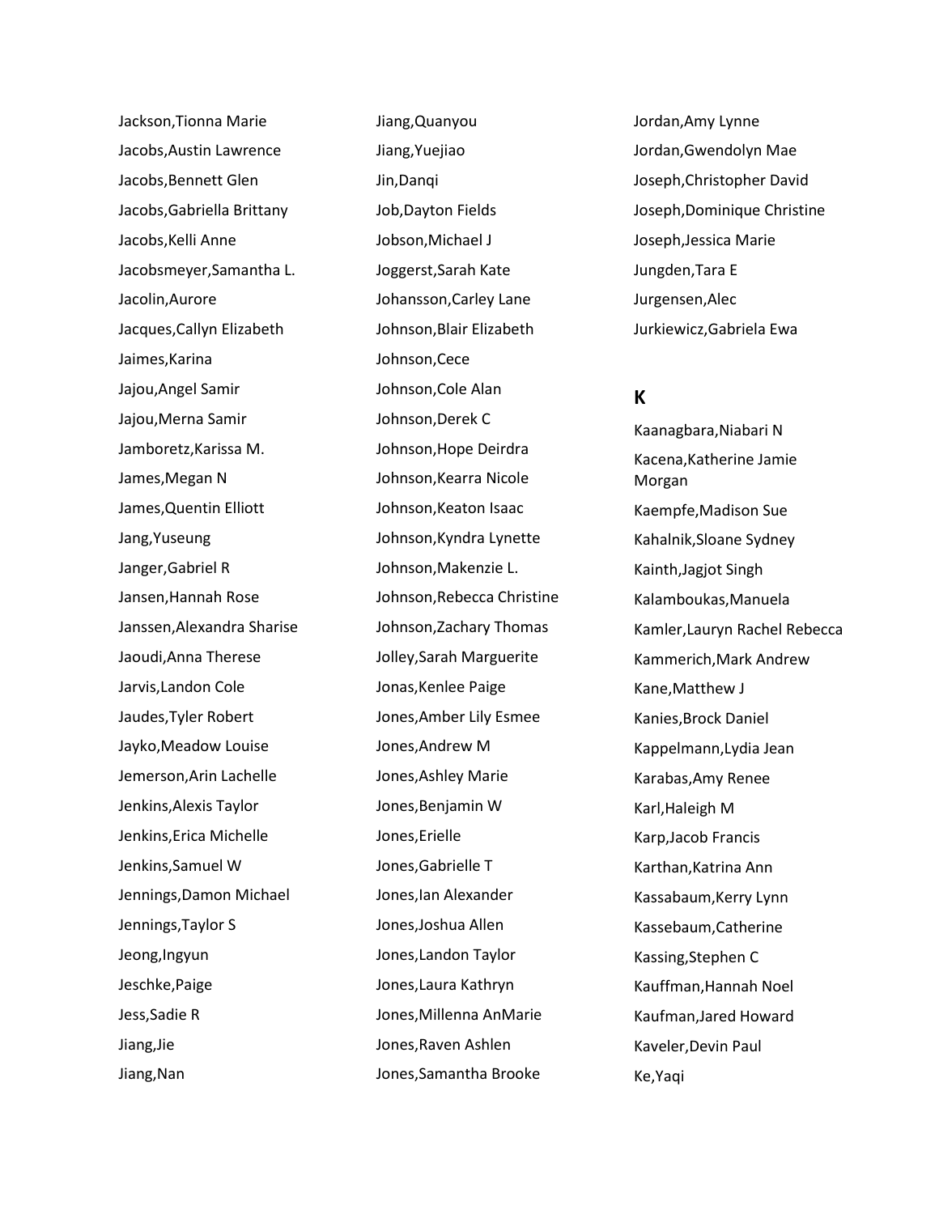Jackson,Tionna Marie

Jacobs,Austin Lawrence

Jacobs,Bennett Glen

Jacobs,Gabriella Brittany

Jacobs,Kelli Anne

Jacobsmeyer,Samantha L.

Jacolin,Aurore

Jacques,Callyn Elizabeth

Jaimes,Karina

Jajou,Angel Samir

Jajou,Merna Samir

Jamboretz,Karissa M.

James,Megan N

James,Quentin Elliott

Jang,Yuseung

Janger,Gabriel R

Jansen,Hannah Rose

Janssen,Alexandra Sharise

Jaoudi,Anna Therese

Jarvis,Landon Cole

Jaudes,Tyler Robert

Jayko,Meadow Louise

Jemerson,Arin Lachelle

Jenkins,Alexis Taylor

Jenkins,Erica Michelle

Jenkins,Samuel W

Jennings,Damon Michael

Jennings,Taylor S

Jeong,Ingyun

Jeschke,Paige

Jess,Sadie R

Jiang,Jie

Jiang,Nan

Jiang,Quanyou

Jiang,Yuejiao

Jin,Danqi

Job,Dayton Fields

Jobson,Michael J

Joggerst,Sarah Kate

Johansson,Carley Lane

Johnson,Blair Elizabeth

Johnson,Cece

Johnson,Cole Alan

Johnson,Derek C

Johnson,Hope Deirdra

Johnson,Kearra Nicole

Johnson,Keaton Isaac

Johnson,Kyndra Lynette

Johnson,Makenzie L.

Johnson,Rebecca Christine

Johnson,Zachary Thomas

Jolley,Sarah Marguerite

Jonas,Kenlee Paige

Jones,Amber Lily Esmee

Jones,Andrew M

Jones,Ashley Marie

Jones,Benjamin W

Jones,Erielle

Jones,Gabrielle T

Jones,Ian Alexander

Jones,Joshua Allen

Jones,Landon Taylor

Jones,Laura Kathryn

Jones,Millenna AnMarie

Jones,Raven Ashlen

Jones,Samantha Brooke

Jordan,Amy Lynne

Jordan,Gwendolyn Mae

Joseph,Christopher David

Joseph,Dominique Christine

Joseph,Jessica Marie

Jungden,Tara E

Jurgensen,Alec

Jurkiewicz,Gabriela Ewa

## K

Kaanagbara,Niabari N

Kacena,Katherine Jamie Morgan

Kaempfe,Madison Sue

Kahalnik,Sloane Sydney

Kainth,Jagjot Singh

Kalamboukas,Manuela

Kamler,Lauryn Rachel Rebecca

Kammerich,Mark Andrew

Kane,Matthew J

Kanies,Brock Daniel

Kappelmann,Lydia Jean

Karabas,Amy Renee

Karl,Haleigh M

Karp,Jacob Francis

Karthan,Katrina Ann

Kassabaum,Kerry Lynn

Kassebaum,Catherine

Kassing,Stephen C

Kauffman,Hannah Noel

Kaufman,Jared Howard

Kaveler,Devin Paul

Ke,Yaqi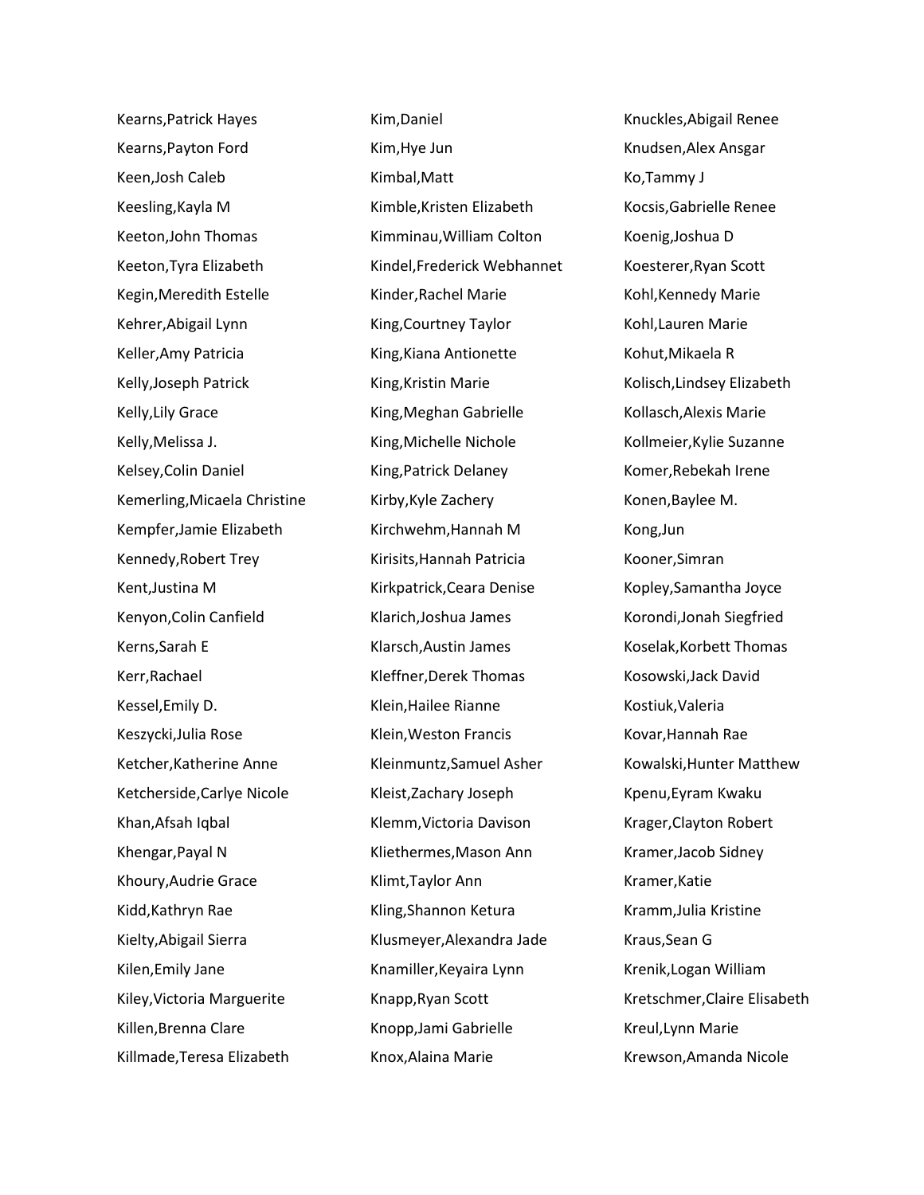Kearns,Patrick Hayes
Kearns,Payton Ford
Keen,Josh Caleb
Keesling,Kayla M
Keeton,John Thomas
Keeton,Tyra Elizabeth
Kegin,Meredith Estelle
Kehrer,Abigail Lynn
Keller,Amy Patricia
Kelly,Joseph Patrick
Kelly,Lily Grace
Kelly,Melissa J.
Kelsey,Colin Daniel
Kemerling,Micaela Christine
Kempfer,Jamie Elizabeth
Kennedy,Robert Trey
Kent,Justina M
Kenyon,Colin Canfield
Kerns,Sarah E
Kerr,Rachael
Kessel,Emily D.
Keszycki,Julia Rose
Ketcher,Katherine Anne
Ketcherside,Carlye Nicole
Khan,Afsah Iqbal
Khengar,Payal N
Khoury,Audrie Grace
Kidd,Kathryn Rae
Kielty,Abigail Sierra
Kilen,Emily Jane
Kiley,Victoria Marguerite
Killen,Brenna Clare
Killmade,Teresa Elizabeth
Kim,Daniel
Kim,Hye Jun
Kimbal,Matt
Kimble,Kristen Elizabeth
Kimminau,William Colton
Kindel,Frederick Webhannet
Kinder,Rachel Marie
King,Courtney Taylor
King,Kiana Antionette
King,Kristin Marie
King,Meghan Gabrielle
King,Michelle Nichole
King,Patrick Delaney
Kirby,Kyle Zachery
Kirchwehm,Hannah M
Kirisits,Hannah Patricia
Kirkpatrick,Ceara Denise
Klarich,Joshua James
Klarsch,Austin James
Kleffner,Derek Thomas
Klein,Hailee Rianne
Klein,Weston Francis
Kleinmuntz,Samuel Asher
Kleist,Zachary Joseph
Klemm,Victoria Davison
Kliethermes,Mason Ann
Klimt,Taylor Ann
Kling,Shannon Ketura
Klusmeyer,Alexandra Jade
Knamiller,Keyaira Lynn
Knapp,Ryan Scott
Knopp,Jami Gabrielle
Knox,Alaina Marie
Knuckles,Abigail Renee
Knudsen,Alex Ansgar
Ko,Tammy J
Kocsis,Gabrielle Renee
Koenig,Joshua D
Koesterer,Ryan Scott
Kohl,Kennedy Marie
Kohl,Lauren Marie
Kohut,Mikaela R
Kolisch,Lindsey Elizabeth
Kollasch,Alexis Marie
Kollmeier,Kylie Suzanne
Komer,Rebekah Irene
Konen,Baylee M.
Kong,Jun
Kooner,Simran
Kopley,Samantha Joyce
Korondi,Jonah Siegfried
Koselak,Korbett Thomas
Kosowski,Jack David
Kostiuk,Valeria
Kovar,Hannah Rae
Kowalski,Hunter Matthew
Kpenu,Eyram Kwaku
Krager,Clayton Robert
Kramer,Jacob Sidney
Kramer,Katie
Kramm,Julia Kristine
Kraus,Sean G
Krenik,Logan William
Kretschmer,Claire Elisabeth
Kreul,Lynn Marie
Krewson,Amanda Nicole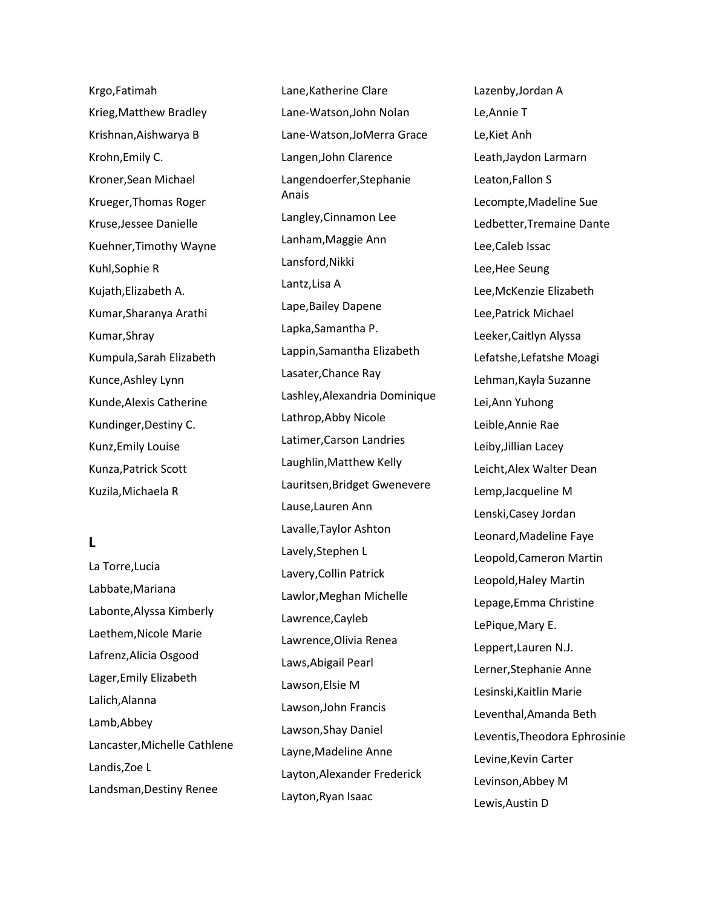Krgo,Fatimah

Krieg,Matthew Bradley

Krishnan,Aishwarya B

Krohn,Emily C.

Kroner,Sean Michael

Krueger,Thomas Roger

Kruse,Jessee Danielle

Kuehner,Timothy Wayne

Kuhl,Sophie R

Kujath,Elizabeth A.

Kumar,Sharanya Arathi

Kumar,Shray

Kumpula,Sarah Elizabeth

Kunce,Ashley Lynn

Kunde,Alexis Catherine

Kundinger,Destiny C.

Kunz,Emily Louise

Kunza,Patrick Scott

Kuzila,Michaela R

## L

La Torre,Lucia

Labbate,Mariana

Labonte,Alyssa Kimberly

Laethem,Nicole Marie

Lafrenz,Alicia Osgood

Lager,Emily Elizabeth

Lalich,Alanna

Lamb,Abbey

Lancaster,Michelle Cathlene

Landis,Zoe L

Landsman,Destiny Renee

Lane,Katherine Clare

Lane-Watson,John Nolan

Lane-Watson,JoMerra Grace

Langen,John Clarence

Langendoerfer,Stephanie Anais

Langley,Cinnamon Lee

Lanham,Maggie Ann

Lansford,Nikki

Lantz,Lisa A

Lape,Bailey Dapene

Lapka,Samantha P.

Lappin,Samantha Elizabeth

Lasater,Chance Ray

Lashley,Alexandria Dominique

Lathrop,Abby Nicole

Latimer,Carson Landries

Laughlin,Matthew Kelly

Lauritsen,Bridget Gwenevere

Lause,Lauren Ann

Lavalle,Taylor Ashton

Lavely,Stephen L

Lavery,Collin Patrick

Lawlor,Meghan Michelle

Lawrence,Cayleb

Lawrence,Olivia Renea

Laws,Abigail Pearl

Lawson,Elsie M

Lawson,John Francis

Lawson,Shay Daniel

Layne,Madeline Anne

Layton,Alexander Frederick

Layton,Ryan Isaac

Lazenby,Jordan A

Le,Annie T

Le,Kiet Anh

Leath,Jaydon Larmarn

Leaton,Fallon S

Lecompte,Madeline Sue

Ledbetter,Tremaine Dante

Lee,Caleb Issac

Lee,Hee Seung

Lee,McKenzie Elizabeth

Lee,Patrick Michael

Leeker,Caitlyn Alyssa

Lefatshe,Lefatshe Moagi

Lehman,Kayla Suzanne

Lei,Ann Yuhong

Leible,Annie Rae

Leiby,Jillian Lacey

Leicht,Alex Walter Dean

Lemp,Jacqueline M

Lenski,Casey Jordan

Leonard,Madeline Faye

Leopold,Cameron Martin

Leopold,Haley Martin

Lepage,Emma Christine

LePique,Mary E.

Leppert,Lauren N.J.

Lerner,Stephanie Anne

Lesinski,Kaitlin Marie

Leventhal,Amanda Beth

Leventis,Theodora Ephrosinie

Levine,Kevin Carter

Levinson,Abbey M

Lewis,Austin D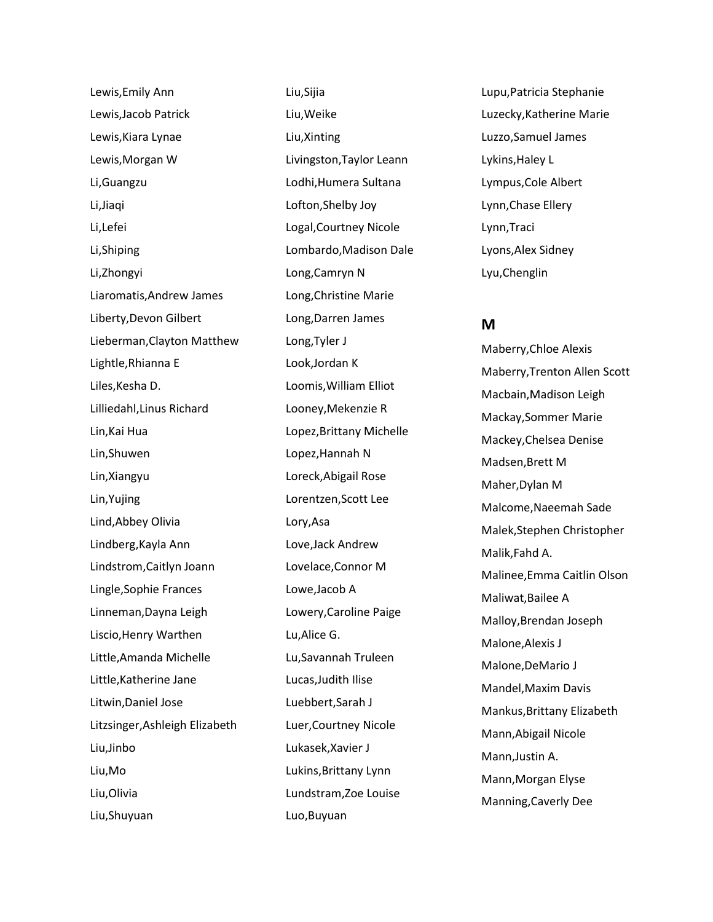Lewis,Emily Ann

Lewis,Jacob Patrick

Lewis,Kiara Lynae

Lewis,Morgan W

Li,Guangzu

Li,Jiaqi

Li,Lefei

Li,Shiping

Li,Zhongyi

Liaromatis,Andrew James

Liberty,Devon Gilbert

Lieberman,Clayton Matthew

Lightle,Rhianna E

Liles,Kesha D.

Lilliedahl,Linus Richard

Lin,Kai Hua

Lin,Shuwen

Lin,Xiangyu

Lin,Yujing

Lind,Abbey Olivia

Lindberg,Kayla Ann

Lindstrom,Caitlyn Joann

Lingle,Sophie Frances

Linneman,Dayna Leigh

Liscio,Henry Warthen

Little,Amanda Michelle

Little,Katherine Jane

Litwin,Daniel Jose

Litzsinger,Ashleigh Elizabeth

Liu,Jinbo

Liu,Mo

Liu,Olivia

Liu,Shuyuan

Liu,Sijia

Liu,Weike

Liu,Xinting

Livingston,Taylor Leann

Lodhi,Humera Sultana

Lofton,Shelby Joy

Logal,Courtney Nicole

Lombardo,Madison Dale

Long,Camryn N

Long,Christine Marie

Long,Darren James

Long,Tyler J

Look,Jordan K

Loomis,William Elliot

Looney,Mekenzie R

Lopez,Brittany Michelle

Lopez,Hannah N

Loreck,Abigail Rose

Lorentzen,Scott Lee

Lory,Asa

Love,Jack Andrew

Lovelace,Connor M

Lowe,Jacob A

Lowery,Caroline Paige

Lu,Alice G.

Lu,Savannah Truleen

Lucas,Judith Ilise

Luebbert,Sarah J

Luer,Courtney Nicole

Lukasek,Xavier J

Lukins,Brittany Lynn

Lundstram,Zoe Louise

Luo,Buyuan

Lupu,Patricia Stephanie

Luzecky,Katherine Marie

Luzzo,Samuel James

Lykins,Haley L

Lympus,Cole Albert

Lynn,Chase Ellery

Lynn,Traci

Lyons,Alex Sidney

Lyu,Chenglin

## M

Maberry,Chloe Alexis

Maberry,Trenton Allen Scott

Macbain,Madison Leigh

Mackay,Sommer Marie

Mackey,Chelsea Denise

Madsen,Brett M

Maher,Dylan M

Malcome,Naeemah Sade

Malek,Stephen Christopher

Malik,Fahd A.

Malinee,Emma Caitlin Olson

Maliwat,Bailee A

Malloy,Brendan Joseph

Malone,Alexis J

Malone,DeMario J

Mandel,Maxim Davis

Mankus,Brittany Elizabeth

Mann,Abigail Nicole

Mann,Justin A.

Mann,Morgan Elyse

Manning,Caverly Dee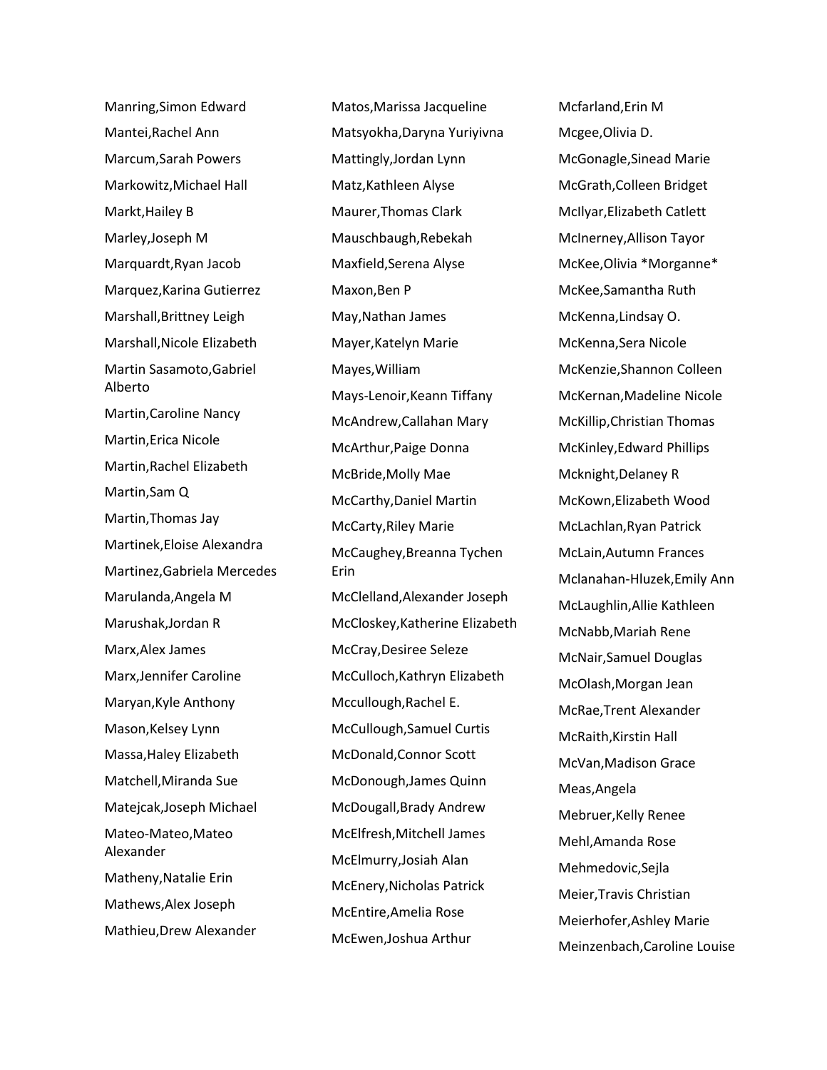Manring,Simon Edward
Mantei,Rachel Ann
Marcum,Sarah Powers
Markowitz,Michael Hall
Markt,Hailey B
Marley,Joseph M
Marquardt,Ryan Jacob
Marquez,Karina Gutierrez
Marshall,Brittney Leigh
Marshall,Nicole Elizabeth
Martin Sasamoto,Gabriel Alberto
Martin,Caroline Nancy
Martin,Erica Nicole
Martin,Rachel Elizabeth
Martin,Sam Q
Martin,Thomas Jay
Martinek,Eloise Alexandra
Martinez,Gabriela Mercedes
Marulanda,Angela M
Marushak,Jordan R
Marx,Alex James
Marx,Jennifer Caroline
Maryan,Kyle Anthony
Mason,Kelsey Lynn
Massa,Haley Elizabeth
Matchell,Miranda Sue
Matejcak,Joseph Michael
Mateo-Mateo,Mateo Alexander
Matheny,Natalie Erin
Mathews,Alex Joseph
Mathieu,Drew Alexander
Matos,Marissa Jacqueline
Matsyokha,Daryna Yuriyivna
Mattingly,Jordan Lynn
Matz,Kathleen Alyse
Maurer,Thomas Clark
Mauschbaugh,Rebekah
Maxfield,Serena Alyse
Maxon,Ben P
May,Nathan James
Mayer,Katelyn Marie
Mayes,William
Mays-Lenoir,Keann Tiffany
McAndrew,Callahan Mary
McArthur,Paige Donna
McBride,Molly Mae
McCarthy,Daniel Martin
McCarty,Riley Marie
McCaughey,Breanna Tychen Erin
McClelland,Alexander Joseph
McCloskey,Katherine Elizabeth
McCray,Desiree Seleze
McCulloch,Kathryn Elizabeth
Mccullough,Rachel E.
McCullough,Samuel Curtis
McDonald,Connor Scott
McDonough,James Quinn
McDougall,Brady Andrew
McElfresh,Mitchell James
McElmurry,Josiah Alan
McEnery,Nicholas Patrick
McEntire,Amelia Rose
McEwen,Joshua Arthur
Mcfarland,Erin M
Mcgee,Olivia D.
McGonagle,Sinead Marie
McGrath,Colleen Bridget
McIlyar,Elizabeth Catlett
McInerney,Allison Tayor
McKee,Olivia *Morganne*
McKee,Samantha Ruth
McKenna,Lindsay O.
McKenna,Sera Nicole
McKenzie,Shannon Colleen
McKernan,Madeline Nicole
McKillip,Christian Thomas
McKinley,Edward Phillips
Mcknight,Delaney R
McKown,Elizabeth Wood
McLachlan,Ryan Patrick
McLain,Autumn Frances
Mclanahan-Hluzek,Emily Ann
McLaughlin,Allie Kathleen
McNabb,Mariah Rene
McNair,Samuel Douglas
McOlash,Morgan Jean
McRae,Trent Alexander
McRaith,Kirstin Hall
McVan,Madison Grace
Meas,Angela
Mebruer,Kelly Renee
Mehl,Amanda Rose
Mehmedovic,Sejla
Meier,Travis Christian
Meierhofer,Ashley Marie
Meinzenbach,Caroline Louise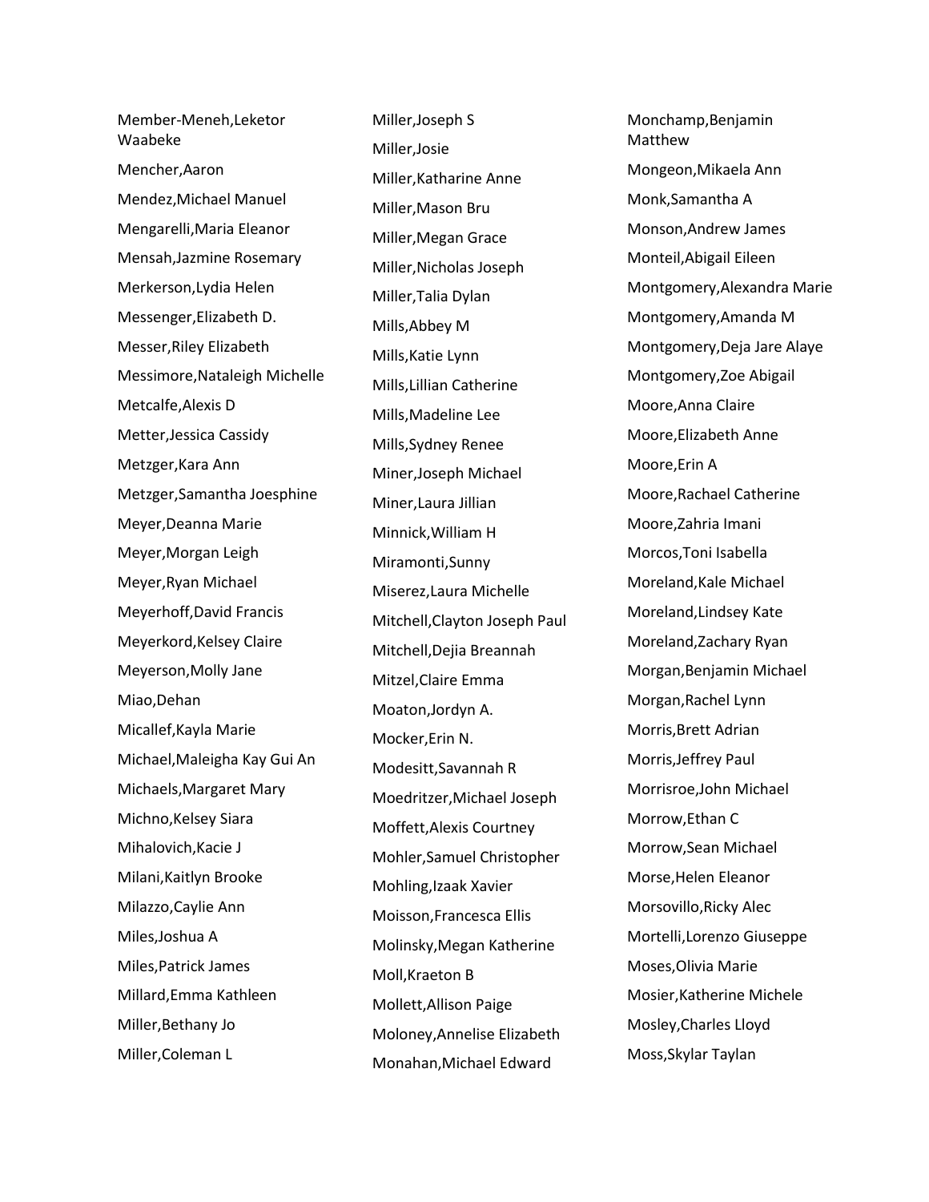Member-Meneh,Leketor Waabeke

Mencher,Aaron

Mendez,Michael Manuel

Mengarelli,Maria Eleanor

Mensah,Jazmine Rosemary

Merkerson,Lydia Helen

Messenger,Elizabeth D.

Messer,Riley Elizabeth

Messimore,Nataleigh Michelle

Metcalfe,Alexis D

Metter,Jessica Cassidy

Metzger,Kara Ann

Metzger,Samantha Joesphine

Meyer,Deanna Marie

Meyer,Morgan Leigh

Meyer,Ryan Michael

Meyerhoff,David Francis

Meyerkord,Kelsey Claire

Meyerson,Molly Jane

Miao,Dehan

Micallef,Kayla Marie

Michael,Maleigha Kay Gui An

Michaels,Margaret Mary

Michno,Kelsey Siara

Mihalovich,Kacie J

Milani,Kaitlyn Brooke

Milazzo,Caylie Ann

Miles,Joshua A

Miles,Patrick James

Millard,Emma Kathleen

Miller,Bethany Jo

Miller,Coleman L

Miller,Joseph S

Miller,Josie

Miller,Katharine Anne

Miller,Mason Bru

Miller,Megan Grace

Miller,Nicholas Joseph

Miller,Talia Dylan

Mills,Abbey M

Mills,Katie Lynn

Mills,Lillian Catherine

Mills,Madeline Lee

Mills,Sydney Renee

Miner,Joseph Michael

Miner,Laura Jillian

Minnick,William H

Miramonti,Sunny

Miserez,Laura Michelle

Mitchell,Clayton Joseph Paul

Mitchell,Dejia Breannah

Mitzel,Claire Emma

Moaton,Jordyn A.

Mocker,Erin N.

Modesitt,Savannah R

Moedritzer,Michael Joseph

Moffett,Alexis Courtney

Mohler,Samuel Christopher

Mohling,Izaak Xavier

Moisson,Francesca Ellis

Molinsky,Megan Katherine

Moll,Kraeton B

Mollett,Allison Paige

Moloney,Annelise Elizabeth

Monahan,Michael Edward

Monchamp,Benjamin Matthew

Mongeon,Mikaela Ann

Monk,Samantha A

Monson,Andrew James

Monteil,Abigail Eileen

Montgomery,Alexandra Marie

Montgomery,Amanda M

Montgomery,Deja Jare Alaye

Montgomery,Zoe Abigail

Moore,Anna Claire

Moore,Elizabeth Anne

Moore,Erin A

Moore,Rachael Catherine

Moore,Zahria Imani

Morcos,Toni Isabella

Moreland,Kale Michael

Moreland,Lindsey Kate

Moreland,Zachary Ryan

Morgan,Benjamin Michael

Morgan,Rachel Lynn

Morris,Brett Adrian

Morris,Jeffrey Paul

Morrisroe,John Michael

Morrow,Ethan C

Morrow,Sean Michael

Morse,Helen Eleanor

Morsovillo,Ricky Alec

Mortelli,Lorenzo Giuseppe

Moses,Olivia Marie

Mosier,Katherine Michele

Mosley,Charles Lloyd

Moss,Skylar Taylan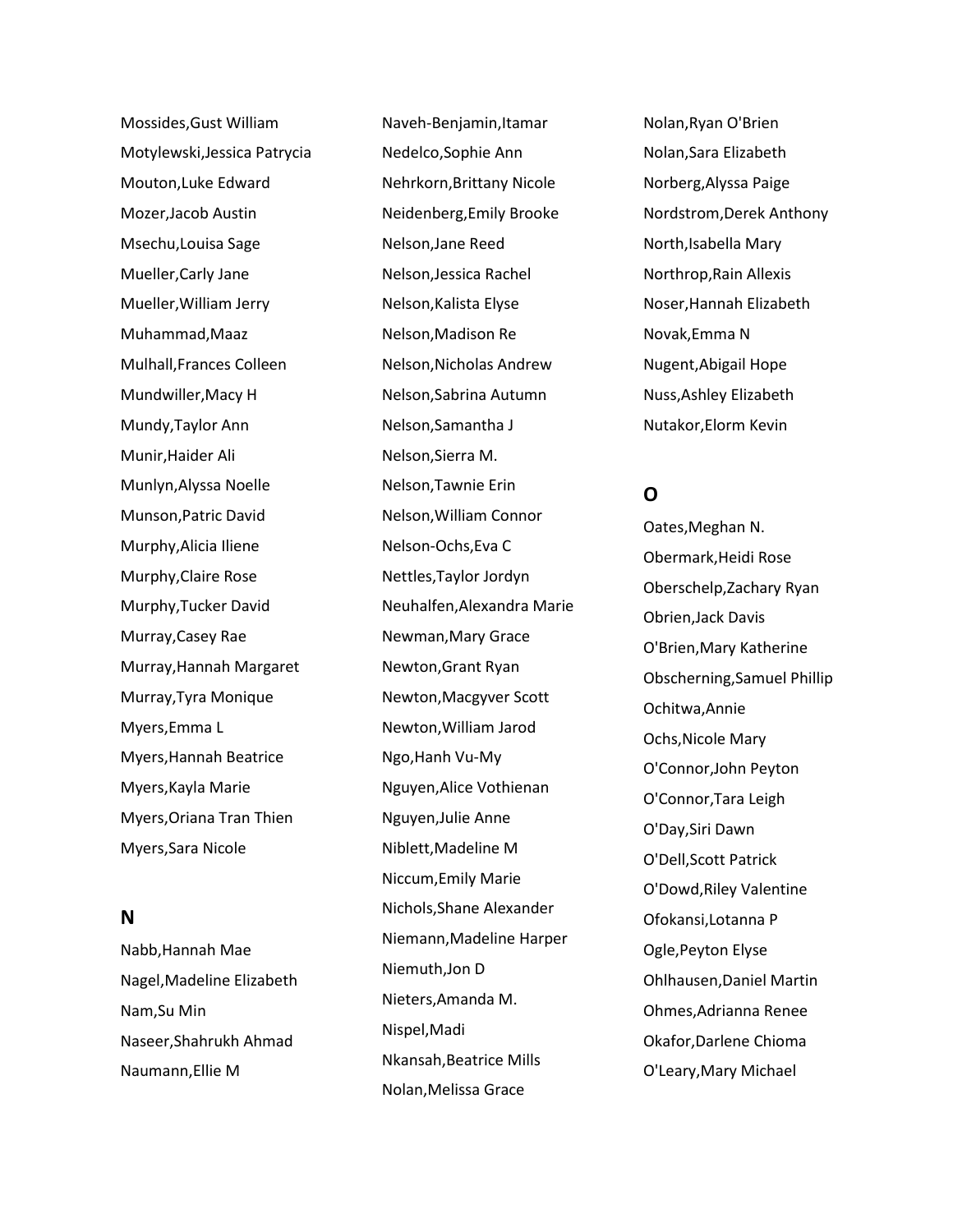Mossides,Gust William
Motylewski,Jessica Patrycia
Mouton,Luke Edward
Mozer,Jacob Austin
Msechu,Louisa Sage
Mueller,Carly Jane
Mueller,William Jerry
Muhammad,Maaz
Mulhall,Frances Colleen
Mundwiller,Macy H
Mundy,Taylor Ann
Munir,Haider Ali
Munlyn,Alyssa Noelle
Munson,Patric David
Murphy,Alicia Iliene
Murphy,Claire Rose
Murphy,Tucker David
Murray,Casey Rae
Murray,Hannah Margaret
Murray,Tyra Monique
Myers,Emma L
Myers,Hannah Beatrice
Myers,Kayla Marie
Myers,Oriana Tran Thien
Myers,Sara Nicole

## N

Nabb,Hannah Mae
Nagel,Madeline Elizabeth
Nam,Su Min
Naseer,Shahrukh Ahmad
Naumann,Ellie M
Naveh-Benjamin,Itamar
Nedelco,Sophie Ann
Nehrkorn,Brittany Nicole
Neidenberg,Emily Brooke
Nelson,Jane Reed
Nelson,Jessica Rachel
Nelson,Kalista Elyse
Nelson,Madison Re
Nelson,Nicholas Andrew
Nelson,Sabrina Autumn
Nelson,Samantha J
Nelson,Sierra M.
Nelson,Tawnie Erin
Nelson,William Connor
Nelson-Ochs,Eva C
Nettles,Taylor Jordyn
Neuhalfen,Alexandra Marie
Newman,Mary Grace
Newton,Grant Ryan
Newton,Macgyver Scott
Newton,William Jarod
Ngo,Hanh Vu-My
Nguyen,Alice Vothienan
Nguyen,Julie Anne
Niblett,Madeline M
Niccum,Emily Marie
Nichols,Shane Alexander
Niemann,Madeline Harper
Niemuth,Jon D
Nieters,Amanda M.
Nispel,Madi
Nkansah,Beatrice Mills
Nolan,Melissa Grace
Nolan,Ryan O'Brien
Nolan,Sara Elizabeth
Norberg,Alyssa Paige
Nordstrom,Derek Anthony
North,Isabella Mary
Northrop,Rain Allexis
Noser,Hannah Elizabeth
Novak,Emma N
Nugent,Abigail Hope
Nuss,Ashley Elizabeth
Nutakor,Elorm Kevin

## O

Oates,Meghan N.
Obermark,Heidi Rose
Oberschelp,Zachary Ryan
Obrien,Jack Davis
O'Brien,Mary Katherine
Obscherning,Samuel Phillip
Ochitwa,Annie
Ochs,Nicole Mary
O'Connor,John Peyton
O'Connor,Tara Leigh
O'Day,Siri Dawn
O'Dell,Scott Patrick
O'Dowd,Riley Valentine
Ofokansi,Lotanna P
Ogle,Peyton Elyse
Ohlhausen,Daniel Martin
Ohmes,Adrianna Renee
Okafor,Darlene Chioma
O'Leary,Mary Michael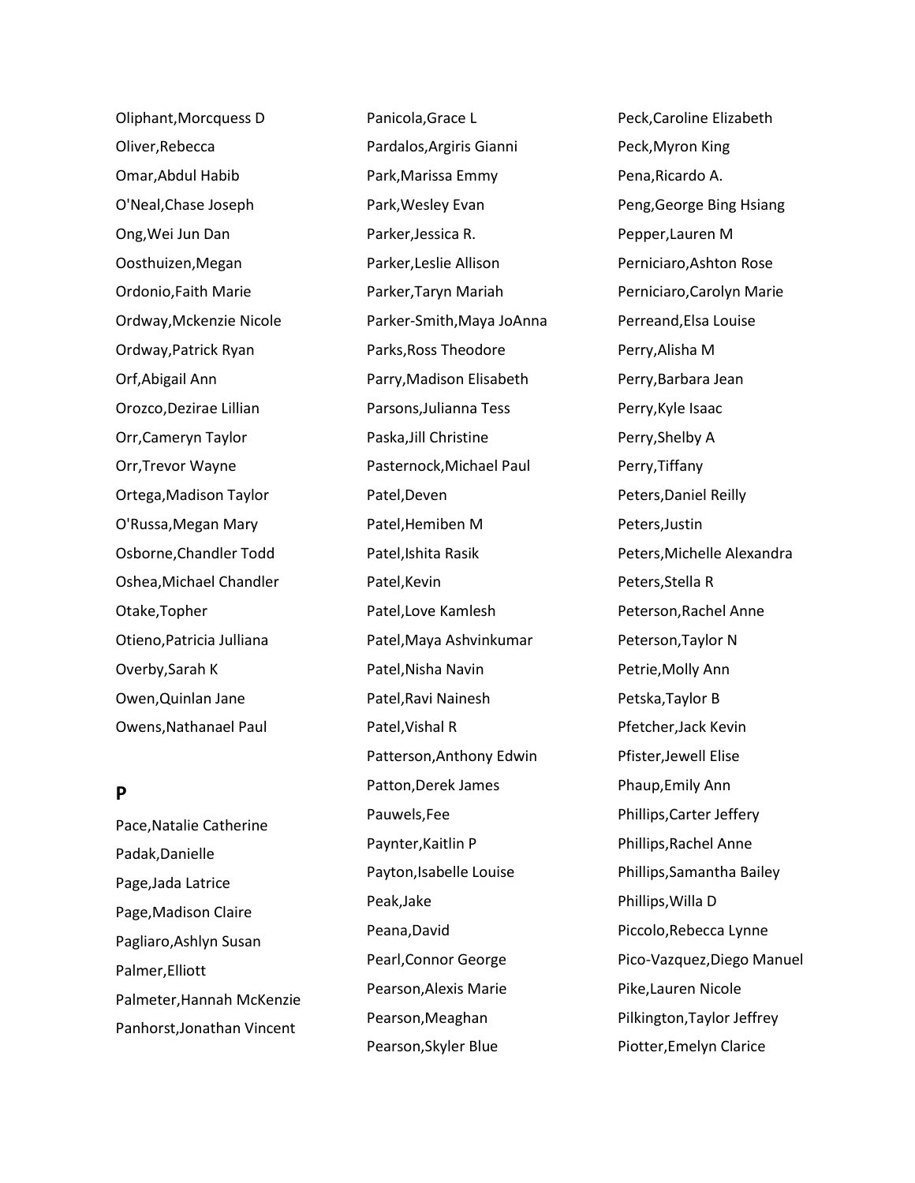Oliphant,Morcquess D
Oliver,Rebecca
Omar,Abdul Habib
O'Neal,Chase Joseph
Ong,Wei Jun Dan
Oosthuizen,Megan
Ordonio,Faith Marie
Ordway,Mckenzie Nicole
Ordway,Patrick Ryan
Orf,Abigail Ann
Orozco,Dezirae Lillian
Orr,Cameryn Taylor
Orr,Trevor Wayne
Ortega,Madison Taylor
O'Russa,Megan Mary
Osborne,Chandler Todd
Oshea,Michael Chandler
Otake,Topher
Otieno,Patricia Julliana
Overby,Sarah K
Owen,Quinlan Jane
Owens,Nathanael Paul

## P

Pace,Natalie Catherine
Padak,Danielle
Page,Jada Latrice
Page,Madison Claire
Pagliaro,Ashlyn Susan
Palmer,Elliott
Palmeter,Hannah McKenzie
Panhorst,Jonathan Vincent
Panicola,Grace L
Pardalos,Argiris Gianni
Park,Marissa Emmy
Park,Wesley Evan
Parker,Jessica R.
Parker,Leslie Allison
Parker,Taryn Mariah
Parker-Smith,Maya JoAnna
Parks,Ross Theodore
Parry,Madison Elisabeth
Parsons,Julianna Tess
Paska,Jill Christine
Pasternock,Michael Paul
Patel,Deven
Patel,Hemiben M
Patel,Ishita Rasik
Patel,Kevin
Patel,Love Kamlesh
Patel,Maya Ashvinkumar
Patel,Nisha Navin
Patel,Ravi Nainesh
Patel,Vishal R
Patterson,Anthony Edwin
Patton,Derek James
Pauwels,Fee
Paynter,Kaitlin P
Payton,Isabelle Louise
Peak,Jake
Peana,David
Pearl,Connor George
Pearson,Alexis Marie
Pearson,Meaghan
Pearson,Skyler Blue
Peck,Caroline Elizabeth
Peck,Myron King
Pena,Ricardo A.
Peng,George Bing Hsiang
Pepper,Lauren M
Perniciaro,Ashton Rose
Perniciaro,Carolyn Marie
Perreand,Elsa Louise
Perry,Alisha M
Perry,Barbara Jean
Perry,Kyle Isaac
Perry,Shelby A
Perry,Tiffany
Peters,Daniel Reilly
Peters,Justin
Peters,Michelle Alexandra
Peters,Stella R
Peterson,Rachel Anne
Peterson,Taylor N
Petrie,Molly Ann
Petska,Taylor B
Pfetcher,Jack Kevin
Pfister,Jewell Elise
Phaup,Emily Ann
Phillips,Carter Jeffery
Phillips,Rachel Anne
Phillips,Samantha Bailey
Phillips,Willa D
Piccolo,Rebecca Lynne
Pico-Vazquez,Diego Manuel
Pike,Lauren Nicole
Pilkington,Taylor Jeffrey
Piotter,Emelyn Clarice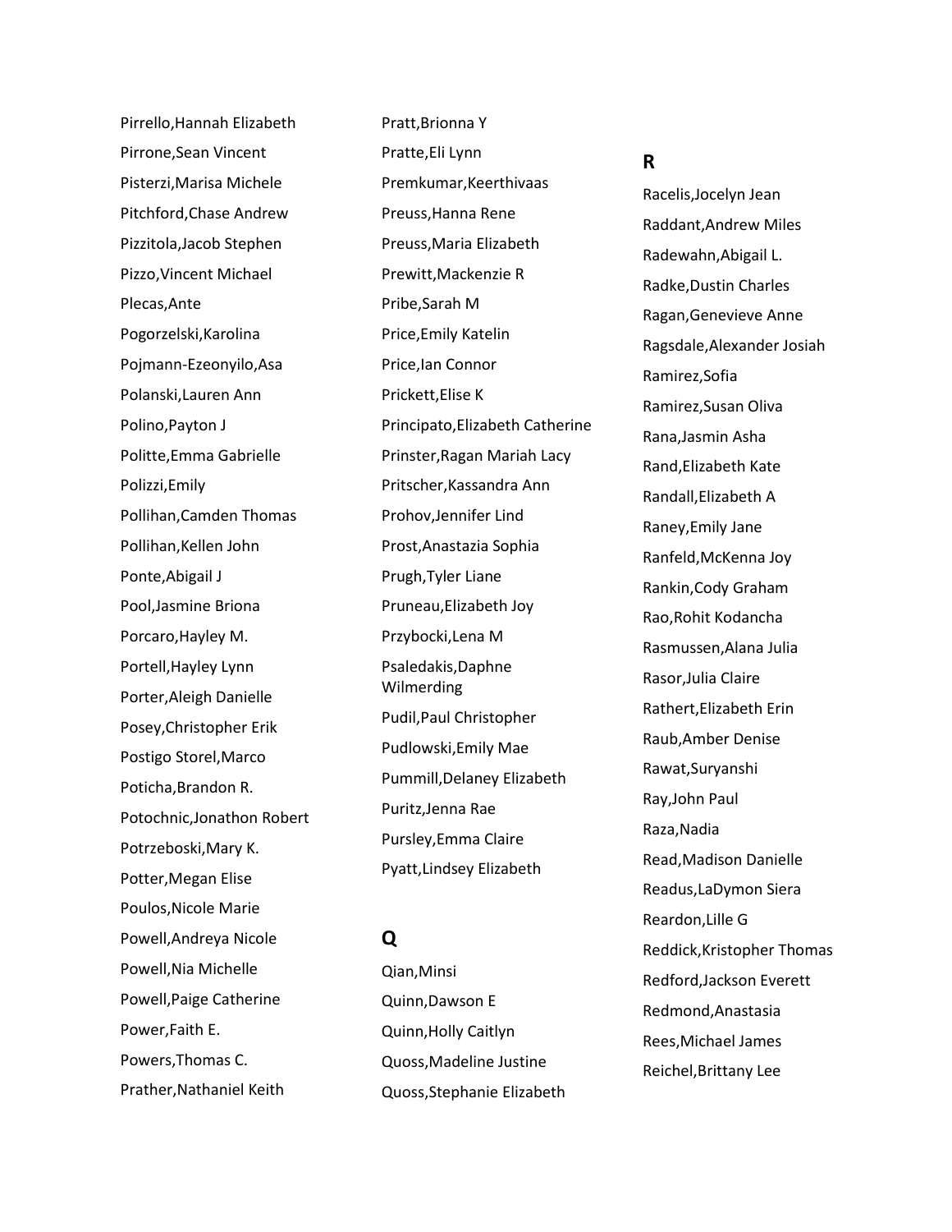Pirrello,Hannah Elizabeth

Pirrone,Sean Vincent

Pisterzi,Marisa Michele

Pitchford,Chase Andrew

Pizzitola,Jacob Stephen

Pizzo,Vincent Michael

Plecas,Ante

Pogorzelski,Karolina

Pojmann-Ezeonyilo,Asa

Polanski,Lauren Ann

Polino,Payton J

Politte,Emma Gabrielle

Polizzi,Emily

Pollihan,Camden Thomas

Pollihan,Kellen John

Ponte,Abigail J

Pool,Jasmine Briona

Porcaro,Hayley M.

Portell,Hayley Lynn

Porter,Aleigh Danielle

Posey,Christopher Erik

Postigo Storel,Marco

Poticha,Brandon R.

Potochnic,Jonathon Robert

Potrzeboski,Mary K.

Potter,Megan Elise

Poulos,Nicole Marie

Powell,Andreya Nicole

Powell,Nia Michelle

Powell,Paige Catherine

Power,Faith E.

Powers,Thomas C.

Prather,Nathaniel Keith

Pratt,Brionna Y

Pratte,Eli Lynn

Premkumar,Keerthivaas

Preuss,Hanna Rene

Preuss,Maria Elizabeth

Prewitt,Mackenzie R

Pribe,Sarah M

Price,Emily Katelin

Price,Ian Connor

Prickett,Elise K

Principato,Elizabeth Catherine

Prinster,Ragan Mariah Lacy

Pritscher,Kassandra Ann

Prohov,Jennifer Lind

Prost,Anastazia Sophia

Prugh,Tyler Liane

Pruneau,Elizabeth Joy

Przybocki,Lena M

Psaledakis,Daphne Wilmerding

Pudil,Paul Christopher

Pudlowski,Emily Mae

Pummill,Delaney Elizabeth

Puritz,Jenna Rae

Pursley,Emma Claire

Pyatt,Lindsey Elizabeth

## Q

Qian,Minsi

Quinn,Dawson E

Quinn,Holly Caitlyn

Quoss,Madeline Justine

Quoss,Stephanie Elizabeth

## R

Racelis,Jocelyn Jean

Raddant,Andrew Miles

Radewahn,Abigail L.

Radke,Dustin Charles

Ragan,Genevieve Anne

Ragsdale,Alexander Josiah

Ramirez,Sofia

Ramirez,Susan Oliva

Rana,Jasmin Asha

Rand,Elizabeth Kate

Randall,Elizabeth A

Raney,Emily Jane

Ranfeld,McKenna Joy

Rankin,Cody Graham

Rao,Rohit Kodancha

Rasmussen,Alana Julia

Rasor,Julia Claire

Rathert,Elizabeth Erin

Raub,Amber Denise

Rawat,Suryanshi

Ray,John Paul

Raza,Nadia

Read,Madison Danielle

Readus,LaDymon Siera

Reardon,Lille G

Reddick,Kristopher Thomas

Redford,Jackson Everett

Redmond,Anastasia

Rees,Michael James

Reichel,Brittany Lee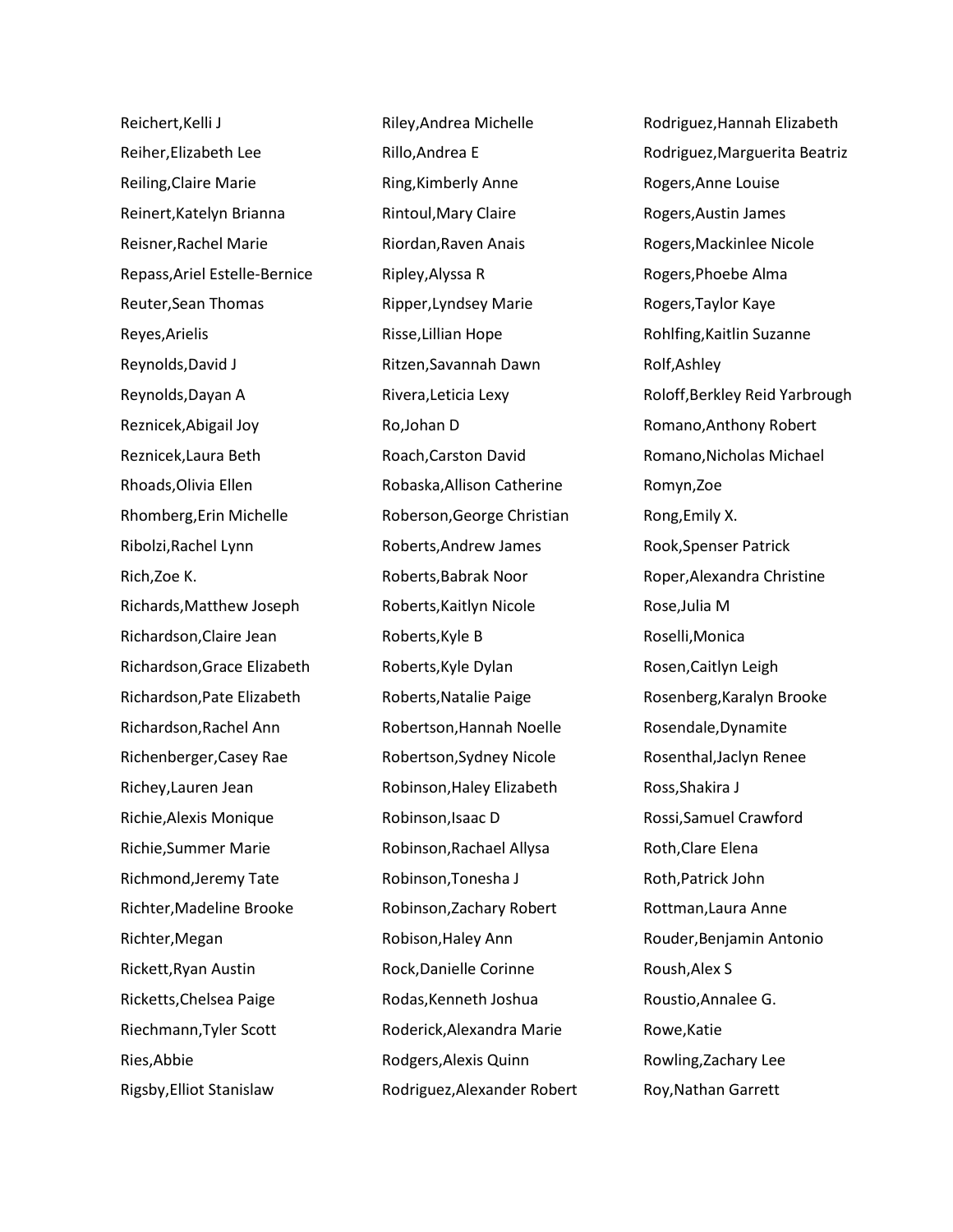Reichert,Kelli J
Reiher,Elizabeth Lee
Reiling,Claire Marie
Reinert,Katelyn Brianna
Reisner,Rachel Marie
Repass,Ariel Estelle-Bernice
Reuter,Sean Thomas
Reyes,Arielis
Reynolds,David J
Reynolds,Dayan A
Reznicek,Abigail Joy
Reznicek,Laura Beth
Rhoads,Olivia Ellen
Rhomberg,Erin Michelle
Ribolzi,Rachel Lynn
Rich,Zoe K.
Richards,Matthew Joseph
Richardson,Claire Jean
Richardson,Grace Elizabeth
Richardson,Pate Elizabeth
Richardson,Rachel Ann
Richenberger,Casey Rae
Richey,Lauren Jean
Richie,Alexis Monique
Richie,Summer Marie
Richmond,Jeremy Tate
Richter,Madeline Brooke
Richter,Megan
Rickett,Ryan Austin
Ricketts,Chelsea Paige
Riechmann,Tyler Scott
Ries,Abbie
Rigsby,Elliot Stanislaw
Riley,Andrea Michelle
Rillo,Andrea E
Ring,Kimberly Anne
Rintoul,Mary Claire
Riordan,Raven Anais
Ripley,Alyssa R
Ripper,Lyndsey Marie
Risse,Lillian Hope
Ritzen,Savannah Dawn
Rivera,Leticia Lexy
Ro,Johan D
Roach,Carston David
Robaska,Allison Catherine
Roberson,George Christian
Roberts,Andrew James
Roberts,Babrak Noor
Roberts,Kaitlyn Nicole
Roberts,Kyle B
Roberts,Kyle Dylan
Roberts,Natalie Paige
Robertson,Hannah Noelle
Robertson,Sydney Nicole
Robinson,Haley Elizabeth
Robinson,Isaac D
Robinson,Rachael Allysa
Robinson,Tonesha J
Robinson,Zachary Robert
Robison,Haley Ann
Rock,Danielle Corinne
Rodas,Kenneth Joshua
Roderick,Alexandra Marie
Rodgers,Alexis Quinn
Rodriguez,Alexander Robert
Rodriguez,Hannah Elizabeth
Rodriguez,Marguerita Beatriz
Rogers,Anne Louise
Rogers,Austin James
Rogers,Mackinlee Nicole
Rogers,Phoebe Alma
Rogers,Taylor Kaye
Rohlfing,Kaitlin Suzanne
Rolf,Ashley
Roloff,Berkley Reid Yarbrough
Romano,Anthony Robert
Romano,Nicholas Michael
Romyn,Zoe
Rong,Emily X.
Rook,Spenser Patrick
Roper,Alexandra Christine
Rose,Julia M
Roselli,Monica
Rosen,Caitlyn Leigh
Rosenberg,Karalyn Brooke
Rosendale,Dynamite
Rosenthal,Jaclyn Renee
Ross,Shakira J
Rossi,Samuel Crawford
Roth,Clare Elena
Roth,Patrick John
Rottman,Laura Anne
Rouder,Benjamin Antonio
Roush,Alex S
Roustio,Annalee G.
Rowe,Katie
Rowling,Zachary Lee
Roy,Nathan Garrett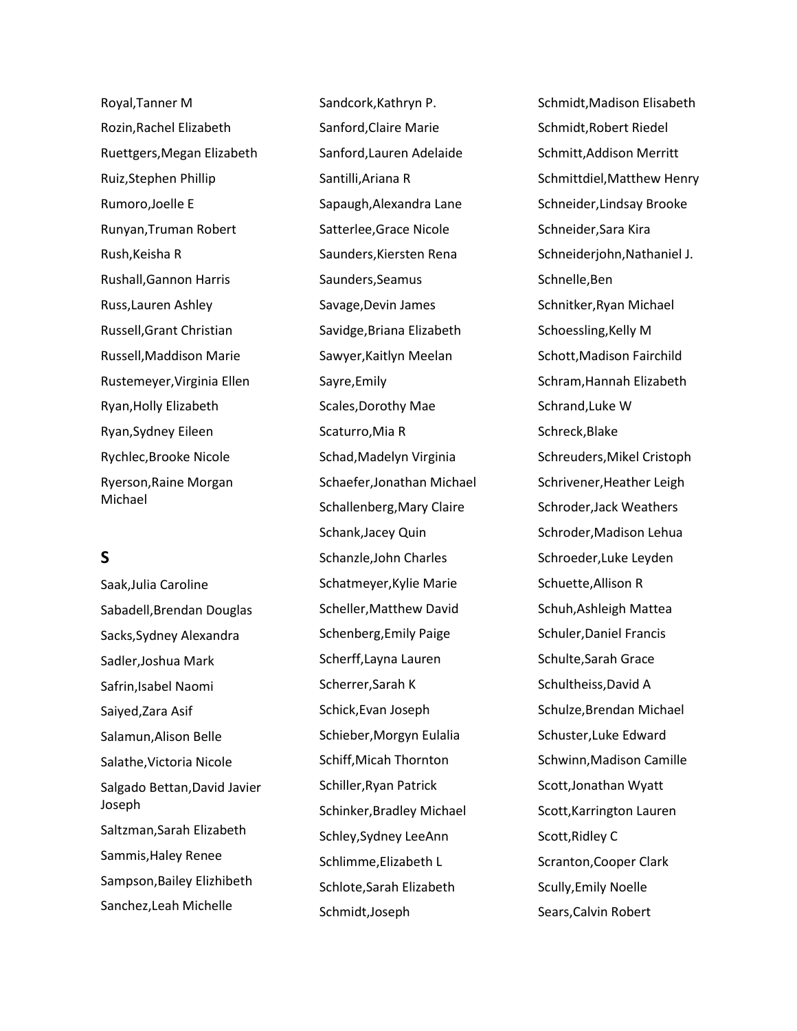Royal,Tanner M

Rozin,Rachel Elizabeth

Ruettgers,Megan Elizabeth

Ruiz,Stephen Phillip

Rumoro,Joelle E

Runyan,Truman Robert

Rush,Keisha R

Rushall,Gannon Harris

Russ,Lauren Ashley

Russell,Grant Christian

Russell,Maddison Marie

Rustemeyer,Virginia Ellen

Ryan,Holly Elizabeth

Ryan,Sydney Eileen

Rychlec,Brooke Nicole

Ryerson,Raine Morgan Michael

## S

Saak,Julia Caroline

Sabadell,Brendan Douglas

Sacks,Sydney Alexandra

Sadler,Joshua Mark

Safrin,Isabel Naomi

Saiyed,Zara Asif

Salamun,Alison Belle

Salathe,Victoria Nicole

Salgado Bettan,David Javier Joseph

Saltzman,Sarah Elizabeth

Sammis,Haley Renee

Sampson,Bailey Elizhibeth

Sanchez,Leah Michelle

Sandcork,Kathryn P.

Sanford,Claire Marie

Sanford,Lauren Adelaide

Santilli,Ariana R

Sapaugh,Alexandra Lane

Satterlee,Grace Nicole

Saunders,Kiersten Rena

Saunders,Seamus

Savage,Devin James

Savidge,Briana Elizabeth

Sawyer,Kaitlyn Meelan

Sayre,Emily

Scales,Dorothy Mae

Scaturro,Mia R

Schad,Madelyn Virginia

Schaefer,Jonathan Michael

Schallenberg,Mary Claire

Schank,Jacey Quin

Schanzle,John Charles

Schatmeyer,Kylie Marie

Scheller,Matthew David

Schenberg,Emily Paige

Scherff,Layna Lauren

Scherrer,Sarah K

Schick,Evan Joseph

Schieber,Morgyn Eulalia

Schiff,Micah Thornton

Schiller,Ryan Patrick

Schinker,Bradley Michael

Schley,Sydney LeeAnn

Schlimme,Elizabeth L

Schlote,Sarah Elizabeth

Schmidt,Joseph

Schmidt,Madison Elisabeth

Schmidt,Robert Riedel

Schmitt,Addison Merritt

Schmittdiel,Matthew Henry

Schneider,Lindsay Brooke

Schneider,Sara Kira

Schneiderjohn,Nathaniel J.

Schnelle,Ben

Schnitker,Ryan Michael

Schoessling,Kelly M

Schott,Madison Fairchild

Schram,Hannah Elizabeth

Schrand,Luke W

Schreck,Blake

Schreuders,Mikel Cristoph

Schrivener,Heather Leigh

Schroder,Jack Weathers

Schroder,Madison Lehua

Schroeder,Luke Leyden

Schuette,Allison R

Schuh,Ashleigh Mattea

Schuler,Daniel Francis

Schulte,Sarah Grace

Schultheiss,David A

Schulze,Brendan Michael

Schuster,Luke Edward

Schwinn,Madison Camille

Scott,Jonathan Wyatt

Scott,Karrington Lauren

Scott,Ridley C

Scranton,Cooper Clark

Scully,Emily Noelle

Sears,Calvin Robert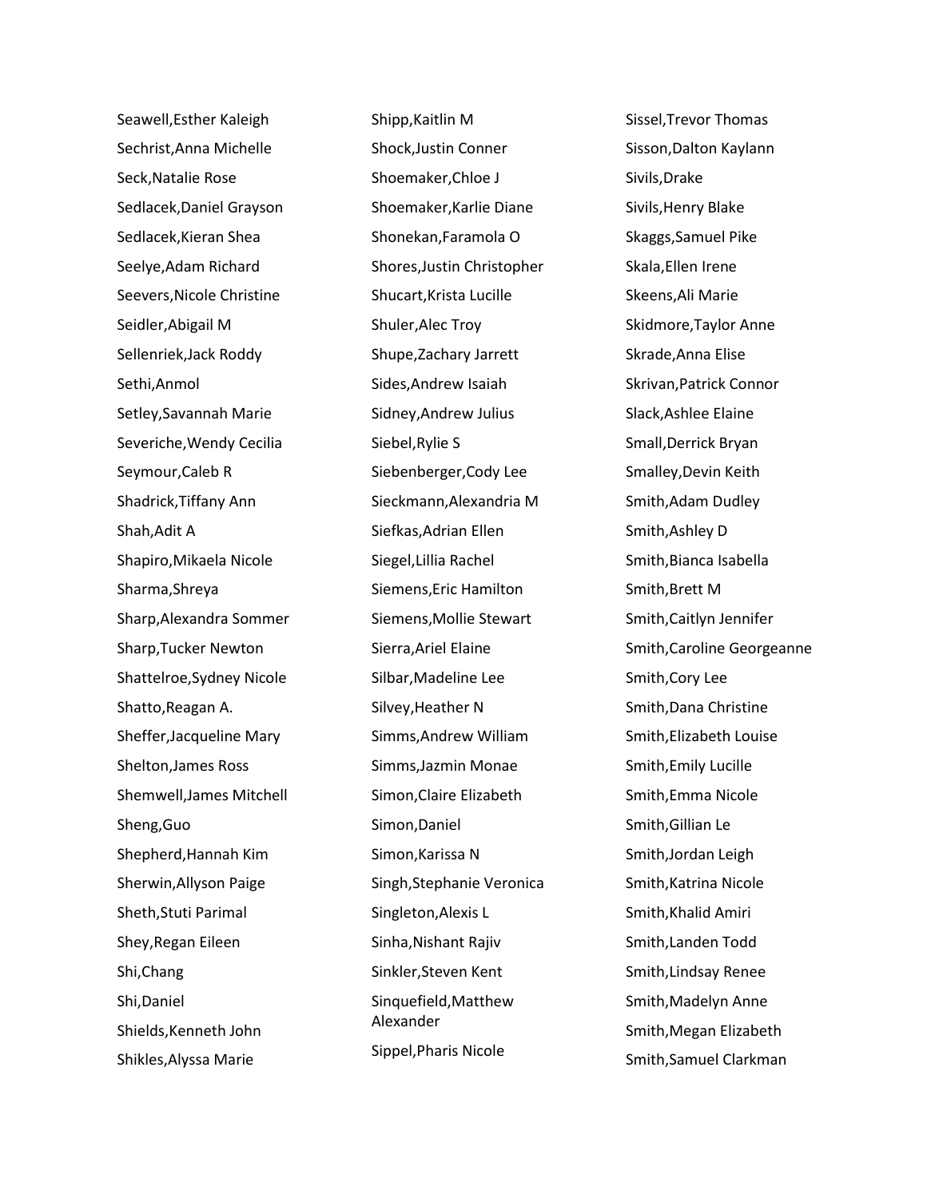Seawell,Esther Kaleigh
Sechrist,Anna Michelle
Seck,Natalie Rose
Sedlacek,Daniel Grayson
Sedlacek,Kieran Shea
Seelye,Adam Richard
Seevers,Nicole Christine
Seidler,Abigail M
Sellenriek,Jack Roddy
Sethi,Anmol
Setley,Savannah Marie
Severiche,Wendy Cecilia
Seymour,Caleb R
Shadrick,Tiffany Ann
Shah,Adit A
Shapiro,Mikaela Nicole
Sharma,Shreya
Sharp,Alexandra Sommer
Sharp,Tucker Newton
Shattelroe,Sydney Nicole
Shatto,Reagan A.
Sheffer,Jacqueline Mary
Shelton,James Ross
Shemwell,James Mitchell
Sheng,Guo
Shepherd,Hannah Kim
Sherwin,Allyson Paige
Sheth,Stuti Parimal
Shey,Regan Eileen
Shi,Chang
Shi,Daniel
Shields,Kenneth John
Shikles,Alyssa Marie
Shipp,Kaitlin M
Shock,Justin Conner
Shoemaker,Chloe J
Shoemaker,Karlie Diane
Shonekan,Faramola O
Shores,Justin Christopher
Shucart,Krista Lucille
Shuler,Alec Troy
Shupe,Zachary Jarrett
Sides,Andrew Isaiah
Sidney,Andrew Julius
Siebel,Rylie S
Siebenberger,Cody Lee
Sieckmann,Alexandria M
Siefkas,Adrian Ellen
Siegel,Lillia Rachel
Siemens,Eric Hamilton
Siemens,Mollie Stewart
Sierra,Ariel Elaine
Silbar,Madeline Lee
Silvey,Heather N
Simms,Andrew William
Simms,Jazmin Monae
Simon,Claire Elizabeth
Simon,Daniel
Simon,Karissa N
Singh,Stephanie Veronica
Singleton,Alexis L
Sinha,Nishant Rajiv
Sinkler,Steven Kent
Sinquefield,Matthew Alexander
Sippel,Pharis Nicole
Sissel,Trevor Thomas
Sisson,Dalton Kaylann
Sivils,Drake
Sivils,Henry Blake
Skaggs,Samuel Pike
Skala,Ellen Irene
Skeens,Ali Marie
Skidmore,Taylor Anne
Skrade,Anna Elise
Skrivan,Patrick Connor
Slack,Ashlee Elaine
Small,Derrick Bryan
Smalley,Devin Keith
Smith,Adam Dudley
Smith,Ashley D
Smith,Bianca Isabella
Smith,Brett M
Smith,Caitlyn Jennifer
Smith,Caroline Georgeanne
Smith,Cory Lee
Smith,Dana Christine
Smith,Elizabeth Louise
Smith,Emily Lucille
Smith,Emma Nicole
Smith,Gillian Le
Smith,Jordan Leigh
Smith,Katrina Nicole
Smith,Khalid Amiri
Smith,Landen Todd
Smith,Lindsay Renee
Smith,Madelyn Anne
Smith,Megan Elizabeth
Smith,Samuel Clarkman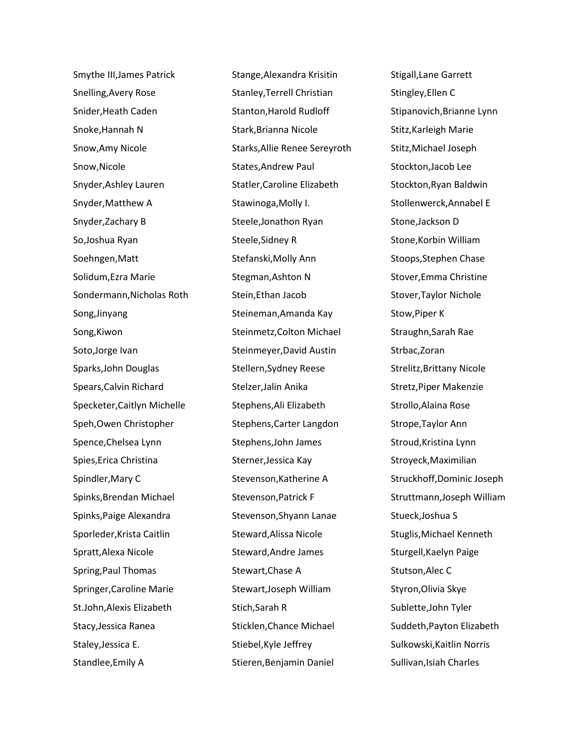Smythe III,James Patrick
Snelling,Avery Rose
Snider,Heath Caden
Snoke,Hannah N
Snow,Amy Nicole
Snow,Nicole
Snyder,Ashley Lauren
Snyder,Matthew A
Snyder,Zachary B
So,Joshua Ryan
Soehngen,Matt
Solidum,Ezra Marie
Sondermann,Nicholas Roth
Song,Jinyang
Song,Kiwon
Soto,Jorge Ivan
Sparks,John Douglas
Spears,Calvin Richard
Specketer,Caitlyn Michelle
Speh,Owen Christopher
Spence,Chelsea Lynn
Spies,Erica Christina
Spindler,Mary C
Spinks,Brendan Michael
Spinks,Paige Alexandra
Sporleder,Krista Caitlin
Spratt,Alexa Nicole
Spring,Paul Thomas
Springer,Caroline Marie
St.John,Alexis Elizabeth
Stacy,Jessica Ranea
Staley,Jessica E.
Standlee,Emily A
Stange,Alexandra Krisitin
Stanley,Terrell Christian
Stanton,Harold Rudloff
Stark,Brianna Nicole
Starks,Allie Renee Sereyroth
States,Andrew Paul
Statler,Caroline Elizabeth
Stawinoga,Molly I.
Steele,Jonathon Ryan
Steele,Sidney R
Stefanski,Molly Ann
Stegman,Ashton N
Stein,Ethan Jacob
Steineman,Amanda Kay
Steinmetz,Colton Michael
Steinmeyer,David Austin
Stellern,Sydney Reese
Stelzer,Jalin Anika
Stephens,Ali Elizabeth
Stephens,Carter Langdon
Stephens,John James
Sterner,Jessica Kay
Stevenson,Katherine A
Stevenson,Patrick F
Stevenson,Shyann Lanae
Steward,Alissa Nicole
Steward,Andre James
Stewart,Chase A
Stewart,Joseph William
Stich,Sarah R
Sticklen,Chance Michael
Stiebel,Kyle Jeffrey
Stieren,Benjamin Daniel
Stigall,Lane Garrett
Stingley,Ellen C
Stipanovich,Brianne Lynn
Stitz,Karleigh Marie
Stitz,Michael Joseph
Stockton,Jacob Lee
Stockton,Ryan Baldwin
Stollenwerck,Annabel E
Stone,Jackson D
Stone,Korbin William
Stoops,Stephen Chase
Stover,Emma Christine
Stover,Taylor Nichole
Stow,Piper K
Straughn,Sarah Rae
Strbac,Zoran
Strelitz,Brittany Nicole
Stretz,Piper Makenzie
Strollo,Alaina Rose
Strope,Taylor Ann
Stroud,Kristina Lynn
Stroyeck,Maximilian
Struckhoff,Dominic Joseph
Struttmann,Joseph William
Stueck,Joshua S
Stuglis,Michael Kenneth
Sturgell,Kaelyn Paige
Stutson,Alec C
Styron,Olivia Skye
Sublette,John Tyler
Suddeth,Payton Elizabeth
Sulkowski,Kaitlin Norris
Sullivan,Isiah Charles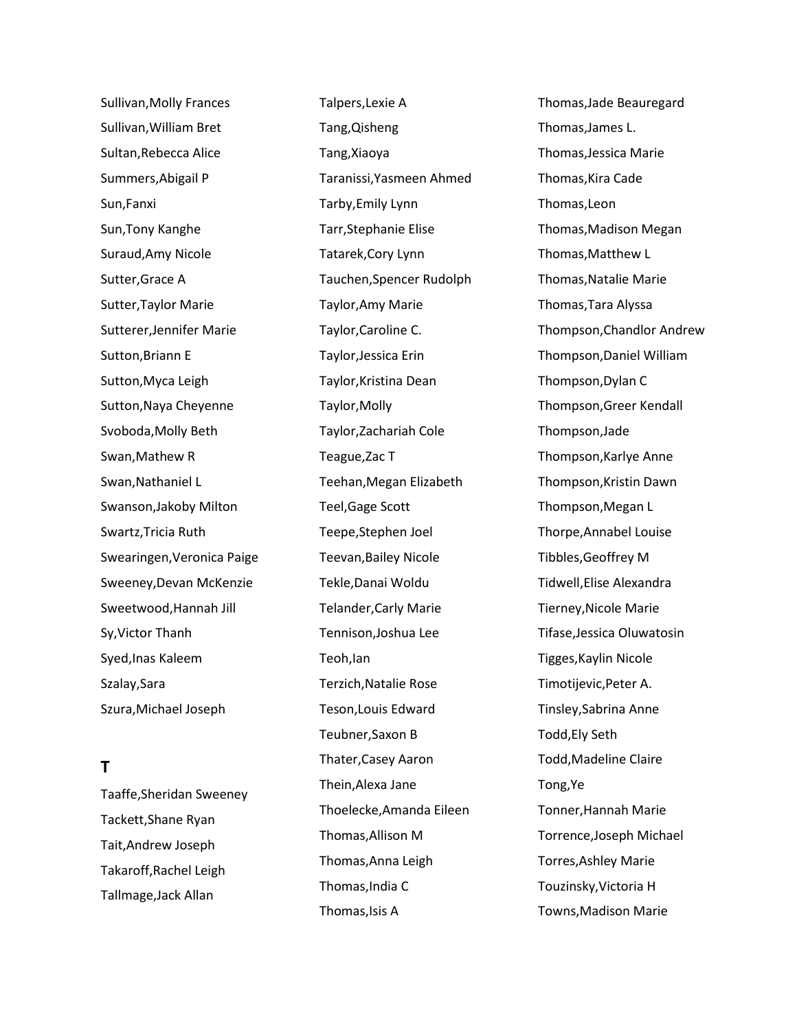Sullivan,Molly Frances
Sullivan,William Bret
Sultan,Rebecca Alice
Summers,Abigail P
Sun,Fanxi
Sun,Tony Kanghe
Suraud,Amy Nicole
Sutter,Grace A
Sutter,Taylor Marie
Sutterer,Jennifer Marie
Sutton,Briann E
Sutton,Myca Leigh
Sutton,Naya Cheyenne
Svoboda,Molly Beth
Swan,Mathew R
Swan,Nathaniel L
Swanson,Jakoby Milton
Swartz,Tricia Ruth
Swearingen,Veronica Paige
Sweeney,Devan McKenzie
Sweetwood,Hannah Jill
Sy,Victor Thanh
Syed,Inas Kaleem
Szalay,Sara
Szura,Michael Joseph

## T

Taaffe,Sheridan Sweeney
Tackett,Shane Ryan
Tait,Andrew Joseph
Takaroff,Rachel Leigh
Tallmage,Jack Allan
Talpers,Lexie A
Tang,Qisheng
Tang,Xiaoya
Taranissi,Yasmeen Ahmed
Tarby,Emily Lynn
Tarr,Stephanie Elise
Tatarek,Cory Lynn
Tauchen,Spencer Rudolph
Taylor,Amy Marie
Taylor,Caroline C.
Taylor,Jessica Erin
Taylor,Kristina Dean
Taylor,Molly
Taylor,Zachariah Cole
Teague,Zac T
Teehan,Megan Elizabeth
Teel,Gage Scott
Teepe,Stephen Joel
Teevan,Bailey Nicole
Tekle,Danai Woldu
Telander,Carly Marie
Tennison,Joshua Lee
Teoh,Ian
Terzich,Natalie Rose
Teson,Louis Edward
Teubner,Saxon B
Thater,Casey Aaron
Thein,Alexa Jane
Thoelecke,Amanda Eileen
Thomas,Allison M
Thomas,Anna Leigh
Thomas,India C
Thomas,Isis A
Thomas,Jade Beauregard
Thomas,James L.
Thomas,Jessica Marie
Thomas,Kira Cade
Thomas,Leon
Thomas,Madison Megan
Thomas,Matthew L
Thomas,Natalie Marie
Thomas,Tara Alyssa
Thompson,Chandlor Andrew
Thompson,Daniel William
Thompson,Dylan C
Thompson,Greer Kendall
Thompson,Jade
Thompson,Karlye Anne
Thompson,Kristin Dawn
Thompson,Megan L
Thorpe,Annabel Louise
Tibbles,Geoffrey M
Tidwell,Elise Alexandra
Tierney,Nicole Marie
Tifase,Jessica Oluwatosin
Tigges,Kaylin Nicole
Timotijevic,Peter A.
Tinsley,Sabrina Anne
Todd,Ely Seth
Todd,Madeline Claire
Tong,Ye
Tonner,Hannah Marie
Torrence,Joseph Michael
Torres,Ashley Marie
Touzinsky,Victoria H
Towns,Madison Marie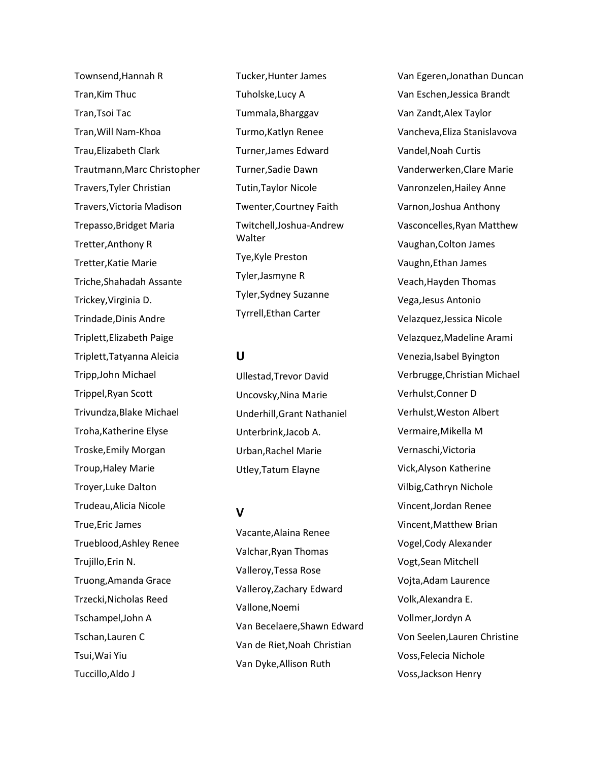Townsend,Hannah R

Tran,Kim Thuc

Tran,Tsoi Tac

Tran,Will Nam-Khoa

Trau,Elizabeth Clark

Trautmann,Marc Christopher

Travers,Tyler Christian

Travers,Victoria Madison

Trepasso,Bridget Maria

Tretter,Anthony R

Tretter,Katie Marie

Triche,Shahadah Assante

Trickey,Virginia D.

Trindade,Dinis Andre

Triplett,Elizabeth Paige

Triplett,Tatyanna Aleicia

Tripp,John Michael

Trippel,Ryan Scott

Trivundza,Blake Michael

Troha,Katherine Elyse

Troske,Emily Morgan

Troup,Haley Marie

Troyer,Luke Dalton

Trudeau,Alicia Nicole

True,Eric James

Trueblood,Ashley Renee

Trujillo,Erin N.

Truong,Amanda Grace

Trzecki,Nicholas Reed

Tschampel,John A

Tschan,Lauren C

Tsui,Wai Yiu

Tuccillo,Aldo J

Tucker,Hunter James

Tuholske,Lucy A

Tummala,Bharggav

Turmo,Katlyn Renee

Turner,James Edward

Turner,Sadie Dawn

Tutin,Taylor Nicole

Twenter,Courtney Faith

Twitchell,Joshua-Andrew Walter

Tye,Kyle Preston

Tyler,Jasmyne R

Tyler,Sydney Suzanne

Tyrrell,Ethan Carter

## U

Ullestad,Trevor David

Uncovsky,Nina Marie

Underhill,Grant Nathaniel

Unterbrink,Jacob A.

Urban,Rachel Marie

Utley,Tatum Elayne

## V

Vacante,Alaina Renee

Valchar,Ryan Thomas

Valleroy,Tessa Rose

Valleroy,Zachary Edward

Vallone,Noemi

Van Becelaere,Shawn Edward

Van de Riet,Noah Christian

Van Dyke,Allison Ruth

Van Egeren,Jonathan Duncan

Van Eschen,Jessica Brandt

Van Zandt,Alex Taylor

Vancheva,Eliza Stanislavova

Vandel,Noah Curtis

Vanderwerken,Clare Marie

Vanronzelen,Hailey Anne

Varnon,Joshua Anthony

Vasconcelles,Ryan Matthew

Vaughan,Colton James

Vaughn,Ethan James

Veach,Hayden Thomas

Vega,Jesus Antonio

Velazquez,Jessica Nicole

Velazquez,Madeline Arami

Venezia,Isabel Byington

Verbrugge,Christian Michael

Verhulst,Conner D

Verhulst,Weston Albert

Vermaire,Mikella M

Vernaschi,Victoria

Vick,Alyson Katherine

Vilbig,Cathryn Nichole

Vincent,Jordan Renee

Vincent,Matthew Brian

Vogel,Cody Alexander

Vogt,Sean Mitchell

Vojta,Adam Laurence

Volk,Alexandra E.

Vollmer,Jordyn A

Von Seelen,Lauren Christine

Voss,Felecia Nichole

Voss,Jackson Henry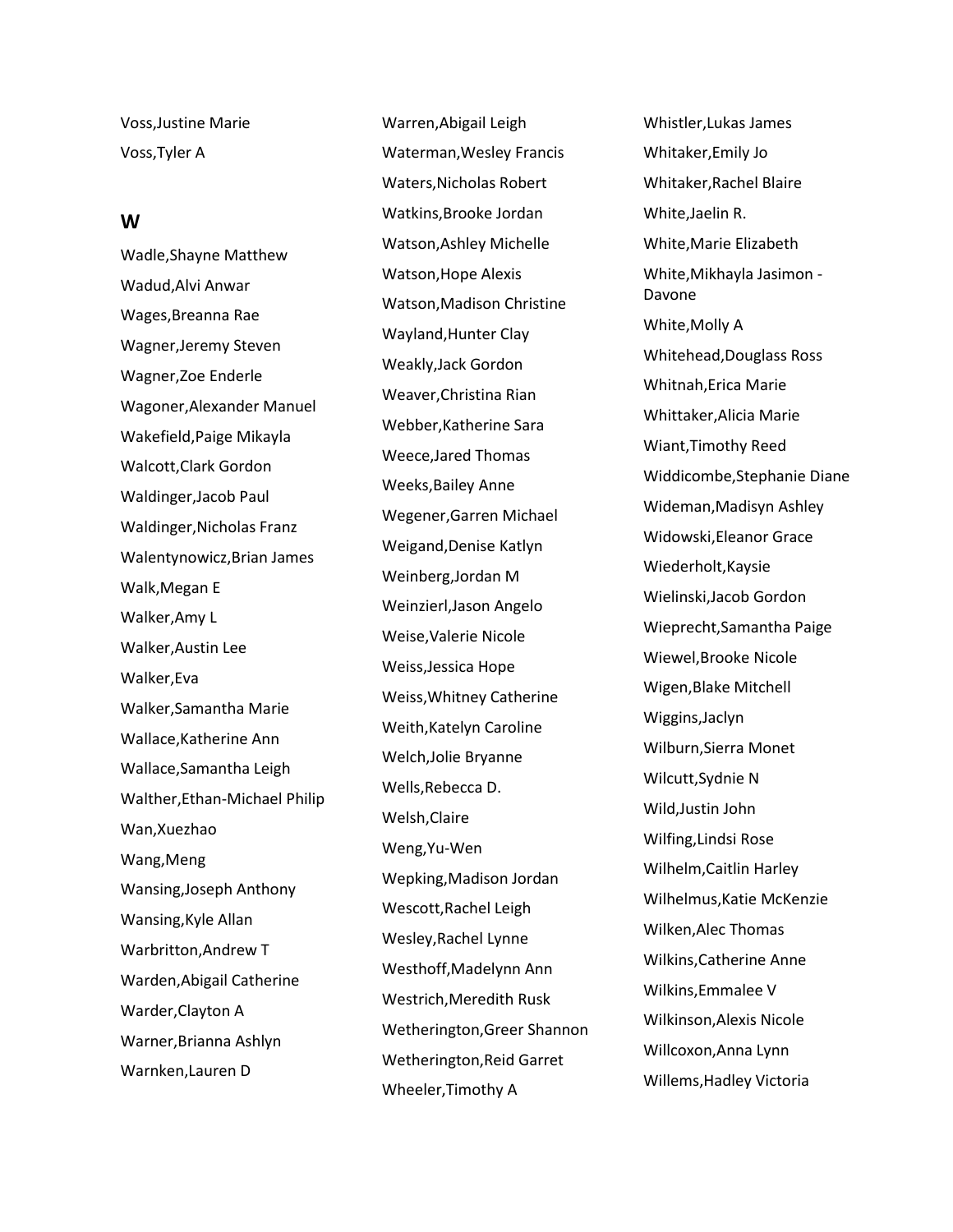Voss,Justine Marie

Voss,Tyler A

## W

Wadle,Shayne Matthew

Wadud,Alvi Anwar

Wages,Breanna Rae

Wagner,Jeremy Steven

Wagner,Zoe Enderle

Wagoner,Alexander Manuel

Wakefield,Paige Mikayla

Walcott,Clark Gordon

Waldinger,Jacob Paul

Waldinger,Nicholas Franz

Walentynowicz,Brian James

Walk,Megan E

Walker,Amy L

Walker,Austin Lee

Walker,Eva

Walker,Samantha Marie

Wallace,Katherine Ann

Wallace,Samantha Leigh

Walther,Ethan-Michael Philip

Wan,Xuezhao

Wang,Meng

Wansing,Joseph Anthony

Wansing,Kyle Allan

Warbritton,Andrew T

Warden,Abigail Catherine

Warder,Clayton A

Warner,Brianna Ashlyn

Warnken,Lauren D

Warren,Abigail Leigh

Waterman,Wesley Francis

Waters,Nicholas Robert

Watkins,Brooke Jordan

Watson,Ashley Michelle

Watson,Hope Alexis

Watson,Madison Christine

Wayland,Hunter Clay

Weakly,Jack Gordon

Weaver,Christina Rian

Webber,Katherine Sara

Weece,Jared Thomas

Weeks,Bailey Anne

Wegener,Garren Michael

Weigand,Denise Katlyn

Weinberg,Jordan M

Weinzierl,Jason Angelo

Weise,Valerie Nicole

Weiss,Jessica Hope

Weiss,Whitney Catherine

Weith,Katelyn Caroline

Welch,Jolie Bryanne

Wells,Rebecca D.

Welsh,Claire

Weng,Yu-Wen

Wepking,Madison Jordan

Wescott,Rachel Leigh

Wesley,Rachel Lynne

Westhoff,Madelynn Ann

Westrich,Meredith Rusk

Wetherington,Greer Shannon

Wetherington,Reid Garret

Wheeler,Timothy A

Whistler,Lukas James

Whitaker,Emily Jo

Whitaker,Rachel Blaire

White,Jaelin R.

White,Marie Elizabeth

White,Mikhayla Jasimon - Davone

White,Molly A

Whitehead,Douglass Ross

Whitnah,Erica Marie

Whittaker,Alicia Marie

Wiant,Timothy Reed

Widdicombe,Stephanie Diane

Wideman,Madisyn Ashley

Widowski,Eleanor Grace

Wiederholt,Kaysie

Wielinski,Jacob Gordon

Wieprecht,Samantha Paige

Wiewel,Brooke Nicole

Wigen,Blake Mitchell

Wiggins,Jaclyn

Wilburn,Sierra Monet

Wilcutt,Sydnie N

Wild,Justin John

Wilfing,Lindsi Rose

Wilhelm,Caitlin Harley

Wilhelmus,Katie McKenzie

Wilken,Alec Thomas

Wilkins,Catherine Anne

Wilkins,Emmalee V

Wilkinson,Alexis Nicole

Willcoxon,Anna Lynn

Willems,Hadley Victoria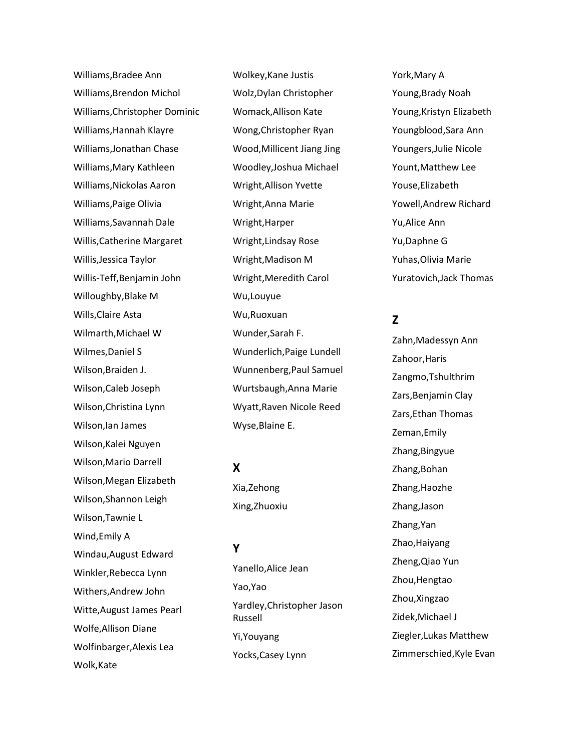Williams,Bradee Ann
Williams,Brendon Michol
Williams,Christopher Dominic
Williams,Hannah Klayre
Williams,Jonathan Chase
Williams,Mary Kathleen
Williams,Nickolas Aaron
Williams,Paige Olivia
Williams,Savannah Dale
Willis,Catherine Margaret
Willis,Jessica Taylor
Willis-Teff,Benjamin John
Willoughby,Blake M
Wills,Claire Asta
Wilmarth,Michael W
Wilmes,Daniel S
Wilson,Braiden J.
Wilson,Caleb Joseph
Wilson,Christina Lynn
Wilson,Ian James
Wilson,Kalei Nguyen
Wilson,Mario Darrell
Wilson,Megan Elizabeth
Wilson,Shannon Leigh
Wilson,Tawnie L
Wind,Emily A
Windau,August Edward
Winkler,Rebecca Lynn
Withers,Andrew John
Witte,August James Pearl
Wolfe,Allison Diane
Wolfinbarger,Alexis Lea
Wolk,Kate
Wolkey,Kane Justis
Wolz,Dylan Christopher
Womack,Allison Kate
Wong,Christopher Ryan
Wood,Millicent Jiang Jing
Woodley,Joshua Michael
Wright,Allison Yvette
Wright,Anna Marie
Wright,Harper
Wright,Lindsay Rose
Wright,Madison M
Wright,Meredith Carol
Wu,Louyue
Wu,Ruoxuan
Wunder,Sarah F.
Wunderlich,Paige Lundell
Wunnenberg,Paul Samuel
Wurtsbaugh,Anna Marie
Wyatt,Raven Nicole Reed
Wyse,Blaine E.

## X

Xia,Zehong
Xing,Zhuoxiu

## Y

Yanello,Alice Jean
Yao,Yao
Yardley,Christopher Jason Russell
Yi,Youyang
Yocks,Casey Lynn
York,Mary A
Young,Brady Noah
Young,Kristyn Elizabeth
Youngblood,Sara Ann
Youngers,Julie Nicole
Yount,Matthew Lee
Youse,Elizabeth
Yowell,Andrew Richard
Yu,Alice Ann
Yu,Daphne G
Yuhas,Olivia Marie
Yuratovich,Jack Thomas

## Z

Zahn,Madessyn Ann
Zahoor,Haris
Zangmo,Tshulthrim
Zars,Benjamin Clay
Zars,Ethan Thomas
Zeman,Emily
Zhang,Bingyue
Zhang,Bohan
Zhang,Haozhe
Zhang,Jason
Zhang,Yan
Zhao,Haiyang
Zheng,Qiao Yun
Zhou,Hengtao
Zhou,Xingzao
Zidek,Michael J
Ziegler,Lukas Matthew
Zimmerschied,Kyle Evan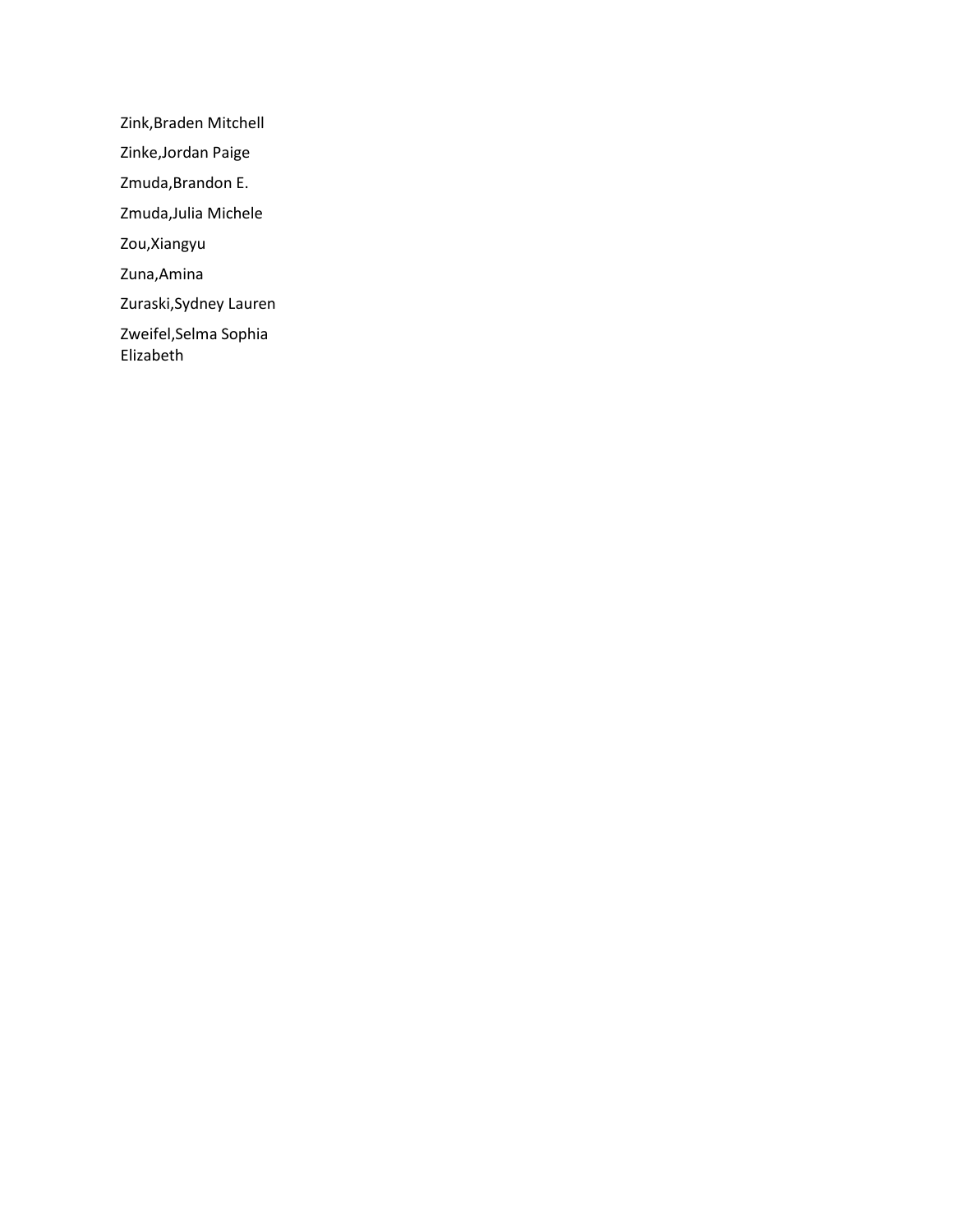Zink,Braden Mitchell

Zinke,Jordan Paige

Zmuda,Brandon E.

Zmuda,Julia Michele

Zou,Xiangyu

Zuna,Amina

Zuraski,Sydney Lauren

Zweifel,Selma Sophia Elizabeth